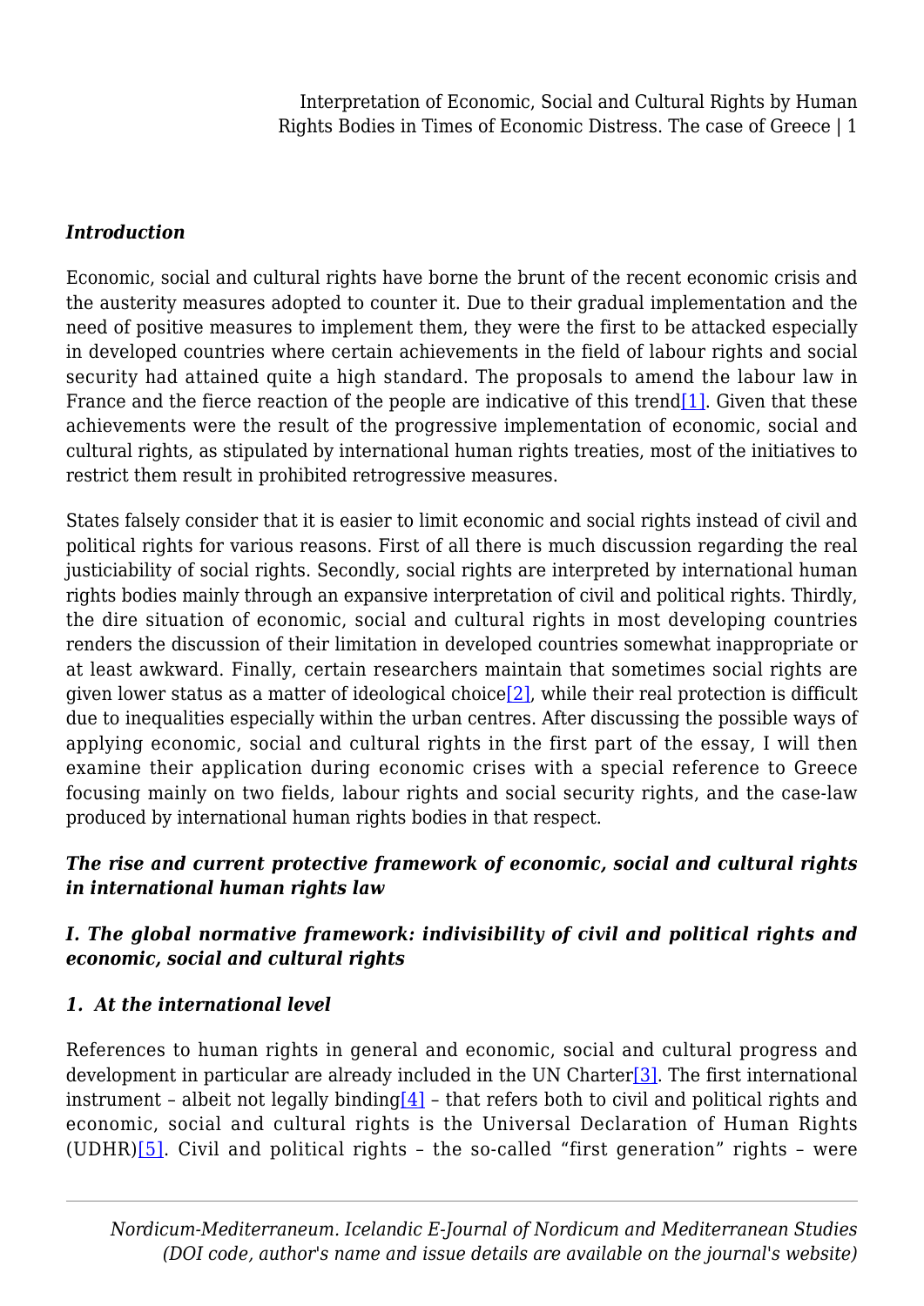### *Introduction*

Economic, social and cultural rights have borne the brunt of the recent economic crisis and the austerity measures adopted to counter it. Due to their gradual implementation and the need of positive measures to implement them, they were the first to be attacked especially in developed countries where certain achievements in the field of labour rights and social security had attained quite a high standard. The proposals to amend the labour law in France and the fierce reaction of the people are indicative of this trend[1]. Given that these achievements were the result of the progressive implementation of economic, social and cultural rights, as stipulated by international human rights treaties, most of the initiatives to restrict them result in prohibited retrogressive measures.

States falsely consider that it is easier to limit economic and social rights instead of civil and political rights for various reasons. First of all there is much discussion regarding the real justiciability of social rights. Secondly, social rights are interpreted by international human rights bodies mainly through an expansive interpretation of civil and political rights. Thirdly, the dire situation of economic, social and cultural rights in most developing countries renders the discussion of their limitation in developed countries somewhat inappropriate or at least awkward. Finally, certain researchers maintain that sometimes social rights are given lower status as a matter of ideological choice[2], while their real protection is difficult due to inequalities especially within the urban centres. After discussing the possible ways of applying economic, social and cultural rights in the first part of the essay, I will then examine their application during economic crises with a special reference to Greece focusing mainly on two fields, labour rights and social security rights, and the case-law produced by international human rights bodies in that respect.

### *The rise and current protective framework of economic, social and cultural rights in international human rights law*

### *I. The global normative framework: indivisibility of civil and political rights and economic, social and cultural rights*

#### *1. At the international level*

References to human rights in general and economic, social and cultural progress and development in particular are already included in the UN Charter[3]. The first international instrument – albeit not legally binding[4] – that refers both to civil and political rights and economic, social and cultural rights is the Universal Declaration of Human Rights (UDHR)[5]. Civil and political rights – the so-called "first generation" rights – were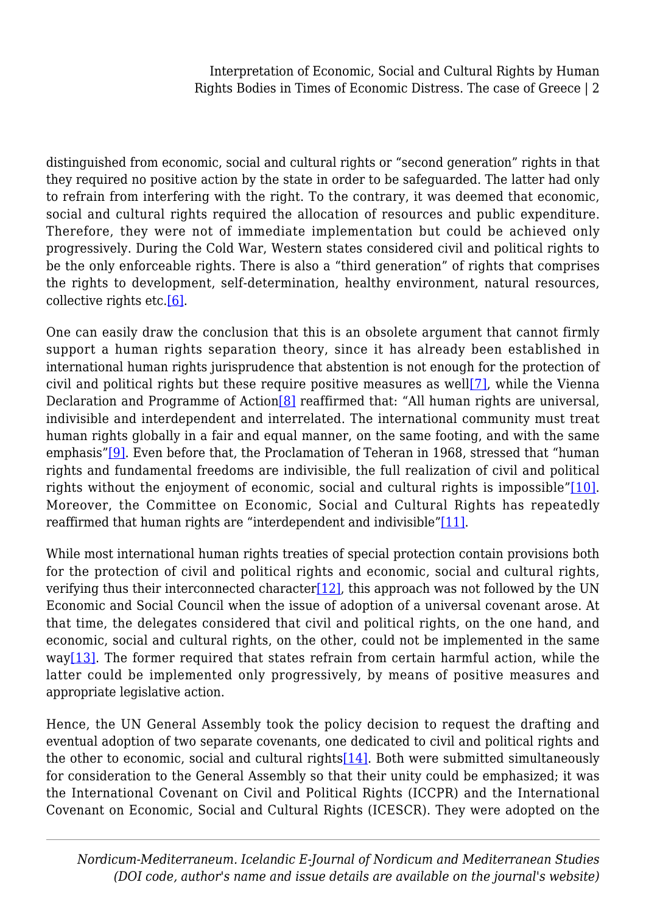distinguished from economic, social and cultural rights or "second generation" rights in that they required no positive action by the state in order to be safeguarded. The latter had only to refrain from interfering with the right. To the contrary, it was deemed that economic, social and cultural rights required the allocation of resources and public expenditure. Therefore, they were not of immediate implementation but could be achieved only progressively. During the Cold War, Western states considered civil and political rights to be the only enforceable rights. There is also a "third generation" of rights that comprises the rights to development, self-determination, healthy environment, natural resources, collective rights etc.[6].

One can easily draw the conclusion that this is an obsolete argument that cannot firmly support a human rights separation theory, since it has already been established in international human rights jurisprudence that abstention is not enough for the protection of civil and political rights but these require positive measures as well[7], while the Vienna Declaration and Programme of Action[8] reaffirmed that: "All human rights are universal, indivisible and interdependent and interrelated. The international community must treat human rights globally in a fair and equal manner, on the same footing, and with the same emphasis"[9]. Even before that, the Proclamation of Teheran in 1968, stressed that "human rights and fundamental freedoms are indivisible, the full realization of civil and political rights without the enjoyment of economic, social and cultural rights is impossible"[10]. Moreover, the Committee on Economic, Social and Cultural Rights has repeatedly reaffirmed that human rights are "interdependent and indivisible"[11].

While most international human rights treaties of special protection contain provisions both for the protection of civil and political rights and economic, social and cultural rights, verifying thus their interconnected character[12], this approach was not followed by the UN Economic and Social Council when the issue of adoption of a universal covenant arose. At that time, the delegates considered that civil and political rights, on the one hand, and economic, social and cultural rights, on the other, could not be implemented in the same way[13]. The former required that states refrain from certain harmful action, while the latter could be implemented only progressively, by means of positive measures and appropriate legislative action.

Hence, the UN General Assembly took the policy decision to request the drafting and eventual adoption of two separate covenants, one dedicated to civil and political rights and the other to economic, social and cultural rights[14]. Both were submitted simultaneously for consideration to the General Assembly so that their unity could be emphasized; it was the International Covenant on Civil and Political Rights (ICCPR) and the International Covenant on Economic, Social and Cultural Rights (ICESCR). They were adopted on the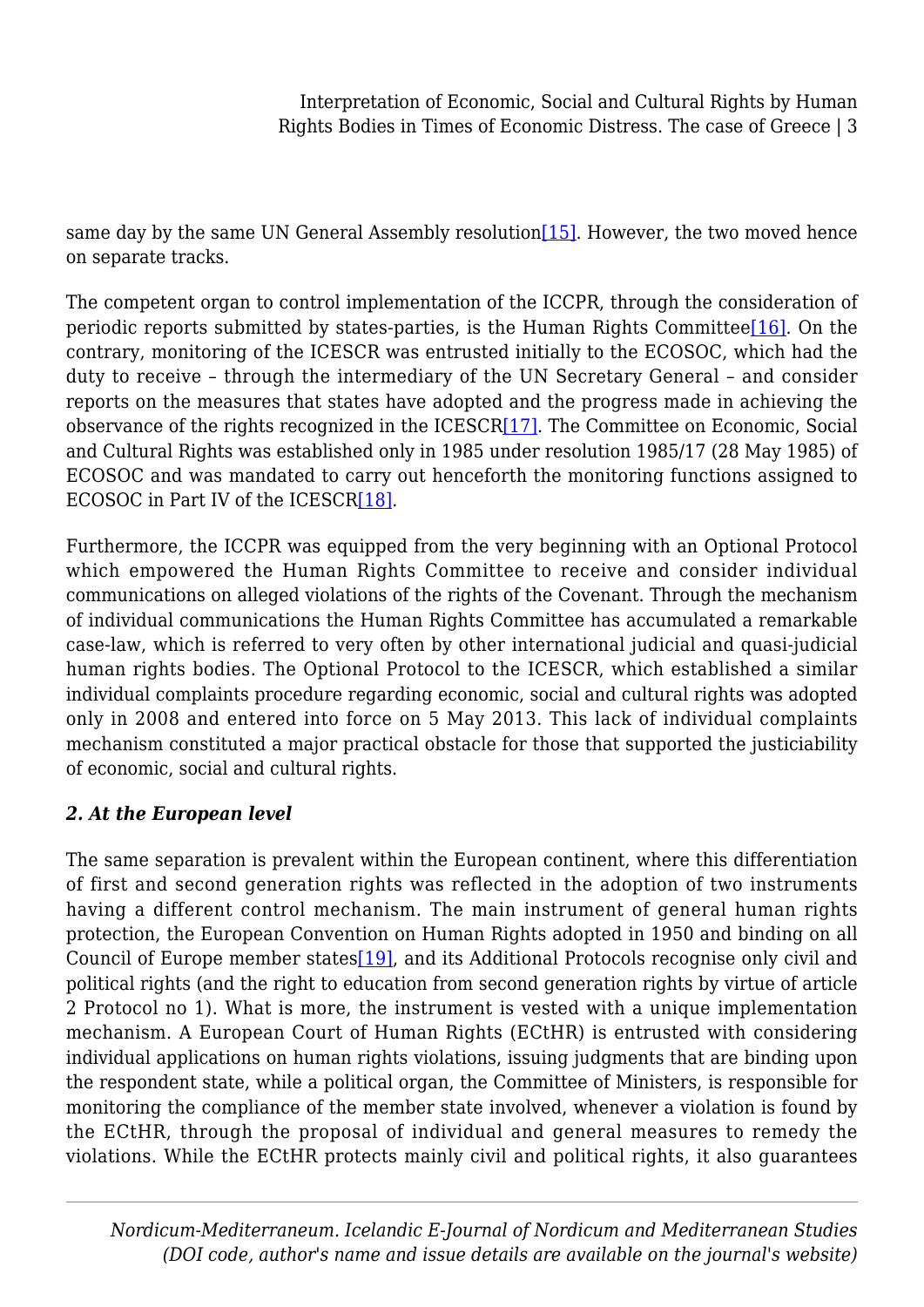same day by the same UN General Assembly resolution[15]. However, the two moved hence on separate tracks.

The competent organ to control implementation of the ICCPR, through the consideration of periodic reports submitted by states-parties, is the Human Rights Committee[16]. On the contrary, monitoring of the ICESCR was entrusted initially to the ECOSOC, which had the duty to receive – through the intermediary of the UN Secretary General – and consider reports on the measures that states have adopted and the progress made in achieving the observance of the rights recognized in the ICESCR[17]. The Committee on Economic, Social and Cultural Rights was established only in 1985 under resolution 1985/17 (28 May 1985) of ECOSOC and was mandated to carry out henceforth the monitoring functions assigned to ECOSOC in Part IV of the ICESCR[18].

Furthermore, the ICCPR was equipped from the very beginning with an Optional Protocol which empowered the Human Rights Committee to receive and consider individual communications on alleged violations of the rights of the Covenant. Through the mechanism of individual communications the Human Rights Committee has accumulated a remarkable case-law, which is referred to very often by other international judicial and quasi-judicial human rights bodies. The Optional Protocol to the ICESCR, which established a similar individual complaints procedure regarding economic, social and cultural rights was adopted only in 2008 and entered into force on 5 May 2013. This lack of individual complaints mechanism constituted a major practical obstacle for those that supported the justiciability of economic, social and cultural rights.

### *2. At the European level*

The same separation is prevalent within the European continent, where this differentiation of first and second generation rights was reflected in the adoption of two instruments having a different control mechanism. The main instrument of general human rights protection, the European Convention on Human Rights adopted in 1950 and binding on all Council of Europe member states[19], and its Additional Protocols recognise only civil and political rights (and the right to education from second generation rights by virtue of article 2 Protocol no 1). What is more, the instrument is vested with a unique implementation mechanism. A European Court of Human Rights (ECtHR) is entrusted with considering individual applications on human rights violations, issuing judgments that are binding upon the respondent state, while a political organ, the Committee of Ministers, is responsible for monitoring the compliance of the member state involved, whenever a violation is found by the ECtHR, through the proposal of individual and general measures to remedy the violations. While the ECtHR protects mainly civil and political rights, it also guarantees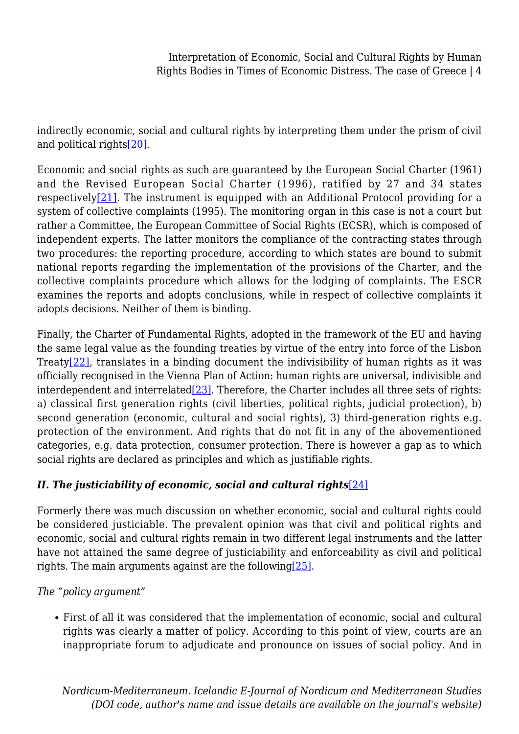indirectly economic, social and cultural rights by interpreting them under the prism of civil and political rights[20].

Economic and social rights as such are guaranteed by the European Social Charter (1961) and the Revised European Social Charter (1996), ratified by 27 and 34 states respectively[21]. The instrument is equipped with an Additional Protocol providing for a system of collective complaints (1995). The monitoring organ in this case is not a court but rather a Committee, the European Committee of Social Rights (ECSR), which is composed of independent experts. The latter monitors the compliance of the contracting states through two procedures: the reporting procedure, according to which states are bound to submit national reports regarding the implementation of the provisions of the Charter, and the collective complaints procedure which allows for the lodging of complaints. The ESCR examines the reports and adopts conclusions, while in respect of collective complaints it adopts decisions. Neither of them is binding.

Finally, the Charter of Fundamental Rights, adopted in the framework of the EU and having the same legal value as the founding treaties by virtue of the entry into force of the Lisbon Treaty[22], translates in a binding document the indivisibility of human rights as it was officially recognised in the Vienna Plan of Action: human rights are universal, indivisible and interdependent and interrelated[23]. Therefore, the Charter includes all three sets of rights: a) classical first generation rights (civil liberties, political rights, judicial protection), b) second generation (economic, cultural and social rights), 3) third-generation rights e.g. protection of the environment. And rights that do not fit in any of the abovementioned categories, e.g. data protection, consumer protection. There is however a gap as to which social rights are declared as principles and which as justifiable rights.

### *II. The justiciability of economic, social and cultural rights*[24]

Formerly there was much discussion on whether economic, social and cultural rights could be considered justiciable. The prevalent opinion was that civil and political rights and economic, social and cultural rights remain in two different legal instruments and the latter have not attained the same degree of justiciability and enforceability as civil and political rights. The main arguments against are the following[25].

*The "policy argument"*

- First of all it was considered that the implementation of economic, social and cultural rights was clearly a matter of policy. According to this point of view, courts are an inappropriate forum to adjudicate and pronounce on issues of social policy. And in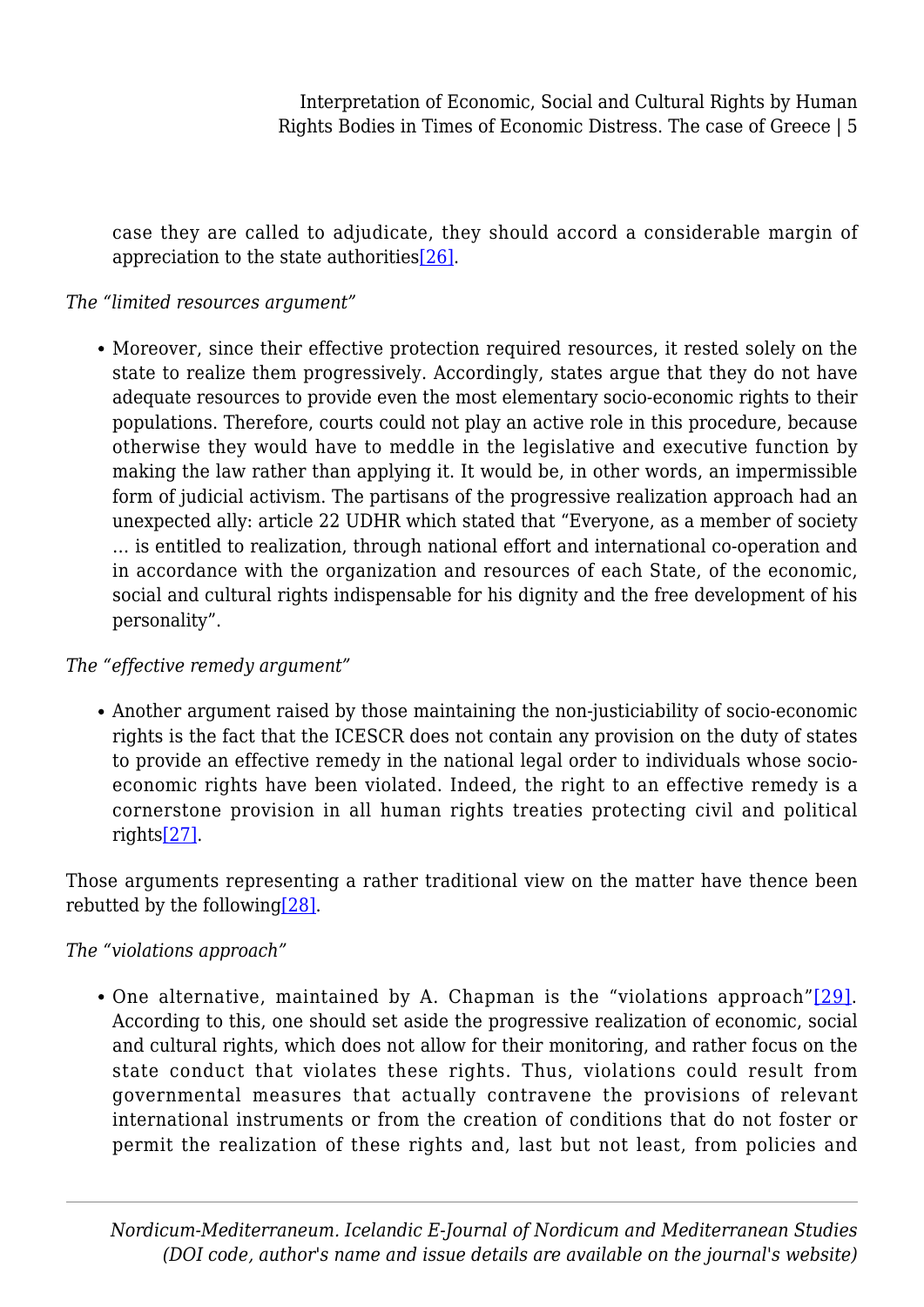case they are called to adjudicate, they should accord a considerable margin of appreciation to the state authorities[26].

*The "limited resources argument"*

- Moreover, since their effective protection required resources, it rested solely on the state to realize them progressively. Accordingly, states argue that they do not have adequate resources to provide even the most elementary socio-economic rights to their populations. Therefore, courts could not play an active role in this procedure, because otherwise they would have to meddle in the legislative and executive function by making the law rather than applying it. It would be, in other words, an impermissible form of judicial activism. The partisans of the progressive realization approach had an unexpected ally: article 22 UDHR which stated that "Everyone, as a member of society … is entitled to realization, through national effort and international co-operation and in accordance with the organization and resources of each State, of the economic, social and cultural rights indispensable for his dignity and the free development of his personality".

*The "effective remedy argument"*

- Another argument raised by those maintaining the non-justiciability of socio-economic rights is the fact that the ICESCR does not contain any provision on the duty of states to provide an effective remedy in the national legal order to individuals whose socio-economic rights have been violated. Indeed, the right to an effective remedy is a cornerstone provision in all human rights treaties protecting civil and political rights[27].

Those arguments representing a rather traditional view on the matter have thence been rebutted by the following[28].

*The "violations approach"*

- One alternative, maintained by A. Chapman is the "violations approach"[29]. According to this, one should set aside the progressive realization of economic, social and cultural rights, which does not allow for their monitoring, and rather focus on the state conduct that violates these rights. Thus, violations could result from governmental measures that actually contravene the provisions of relevant international instruments or from the creation of conditions that do not foster or permit the realization of these rights and, last but not least, from policies and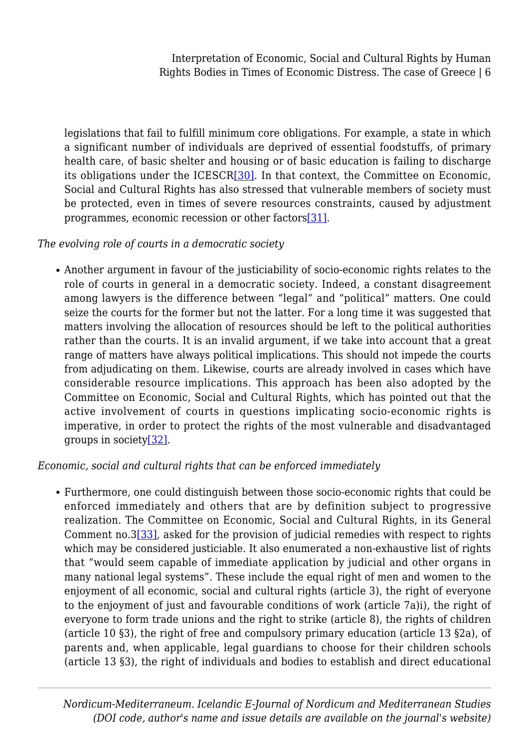legislations that fail to fulfill minimum core obligations. For example, a state in which a significant number of individuals are deprived of essential foodstuffs, of primary health care, of basic shelter and housing or of basic education is failing to discharge its obligations under the ICESCR[30]. In that context, the Committee on Economic, Social and Cultural Rights has also stressed that vulnerable members of society must be protected, even in times of severe resources constraints, caused by adjustment programmes, economic recession or other factors[31].

*The evolving role of courts in a democratic society*

- Another argument in favour of the justiciability of socio-economic rights relates to the role of courts in general in a democratic society. Indeed, a constant disagreement among lawyers is the difference between "legal" and "political" matters. One could seize the courts for the former but not the latter. For a long time it was suggested that matters involving the allocation of resources should be left to the political authorities rather than the courts. It is an invalid argument, if we take into account that a great range of matters have always political implications. This should not impede the courts from adjudicating on them. Likewise, courts are already involved in cases which have considerable resource implications. This approach has been also adopted by the Committee on Economic, Social and Cultural Rights, which has pointed out that the active involvement of courts in questions implicating socio-economic rights is imperative, in order to protect the rights of the most vulnerable and disadvantaged groups in society[32].

*Economic, social and cultural rights that can be enforced immediately*

- Furthermore, one could distinguish between those socio-economic rights that could be enforced immediately and others that are by definition subject to progressive realization. The Committee on Economic, Social and Cultural Rights, in its General Comment no.3[33], asked for the provision of judicial remedies with respect to rights which may be considered justiciable. It also enumerated a non-exhaustive list of rights that "would seem capable of immediate application by judicial and other organs in many national legal systems". These include the equal right of men and women to the enjoyment of all economic, social and cultural rights (article 3), the right of everyone to the enjoyment of just and favourable conditions of work (article 7a)i), the right of everyone to form trade unions and the right to strike (article 8), the rights of children (article 10 §3), the right of free and compulsory primary education (article 13 §2a), of parents and, when applicable, legal guardians to choose for their children schools (article 13 §3), the right of individuals and bodies to establish and direct educational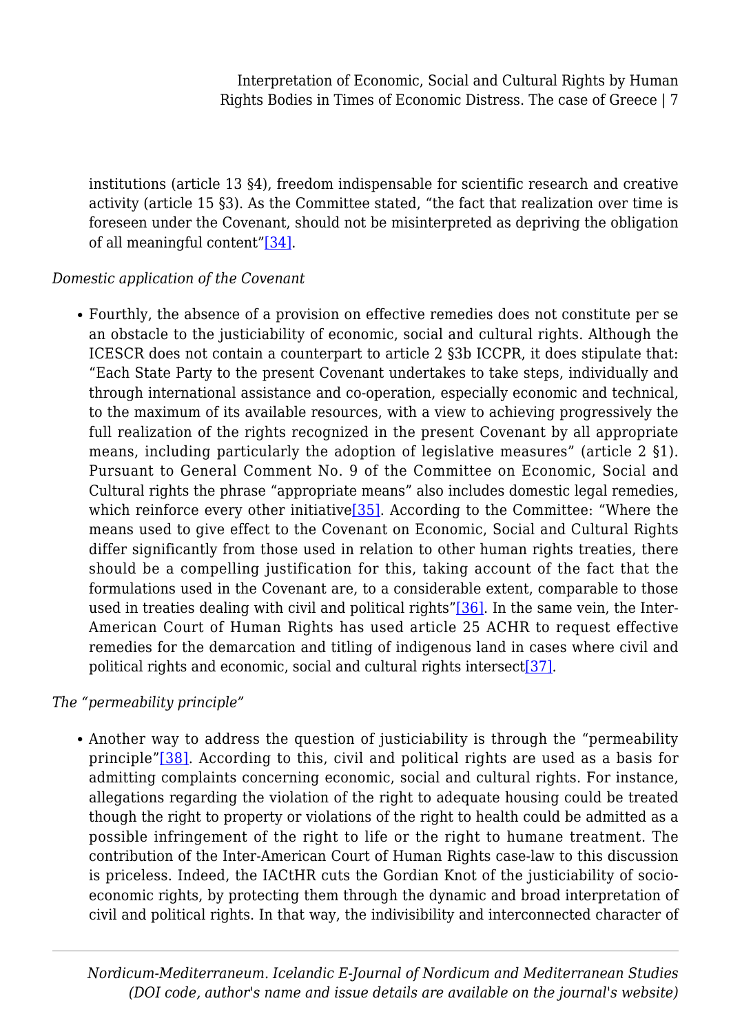institutions (article 13 §4), freedom indispensable for scientific research and creative activity (article 15 §3). As the Committee stated, "the fact that realization over time is foreseen under the Covenant, should not be misinterpreted as depriving the obligation of all meaningful content"[34].

*Domestic application of the Covenant*

- Fourthly, the absence of a provision on effective remedies does not constitute per se an obstacle to the justiciability of economic, social and cultural rights. Although the ICESCR does not contain a counterpart to article 2 §3b ICCPR, it does stipulate that: "Each State Party to the present Covenant undertakes to take steps, individually and through international assistance and co-operation, especially economic and technical, to the maximum of its available resources, with a view to achieving progressively the full realization of the rights recognized in the present Covenant by all appropriate means, including particularly the adoption of legislative measures" (article 2 §1). Pursuant to General Comment No. 9 of the Committee on Economic, Social and Cultural rights the phrase "appropriate means" also includes domestic legal remedies, which reinforce every other initiative[35]. According to the Committee: "Where the means used to give effect to the Covenant on Economic, Social and Cultural Rights differ significantly from those used in relation to other human rights treaties, there should be a compelling justification for this, taking account of the fact that the formulations used in the Covenant are, to a considerable extent, comparable to those used in treaties dealing with civil and political rights"[36]. In the same vein, the Inter-American Court of Human Rights has used article 25 ACHR to request effective remedies for the demarcation and titling of indigenous land in cases where civil and political rights and economic, social and cultural rights intersect[37].

*The "permeability principle"*

- Another way to address the question of justiciability is through the "permeability principle"[38]. According to this, civil and political rights are used as a basis for admitting complaints concerning economic, social and cultural rights. For instance, allegations regarding the violation of the right to adequate housing could be treated though the right to property or violations of the right to health could be admitted as a possible infringement of the right to life or the right to humane treatment. The contribution of the Inter-American Court of Human Rights case-law to this discussion is priceless. Indeed, the IACtHR cuts the Gordian Knot of the justiciability of socio-economic rights, by protecting them through the dynamic and broad interpretation of civil and political rights. In that way, the indivisibility and interconnected character of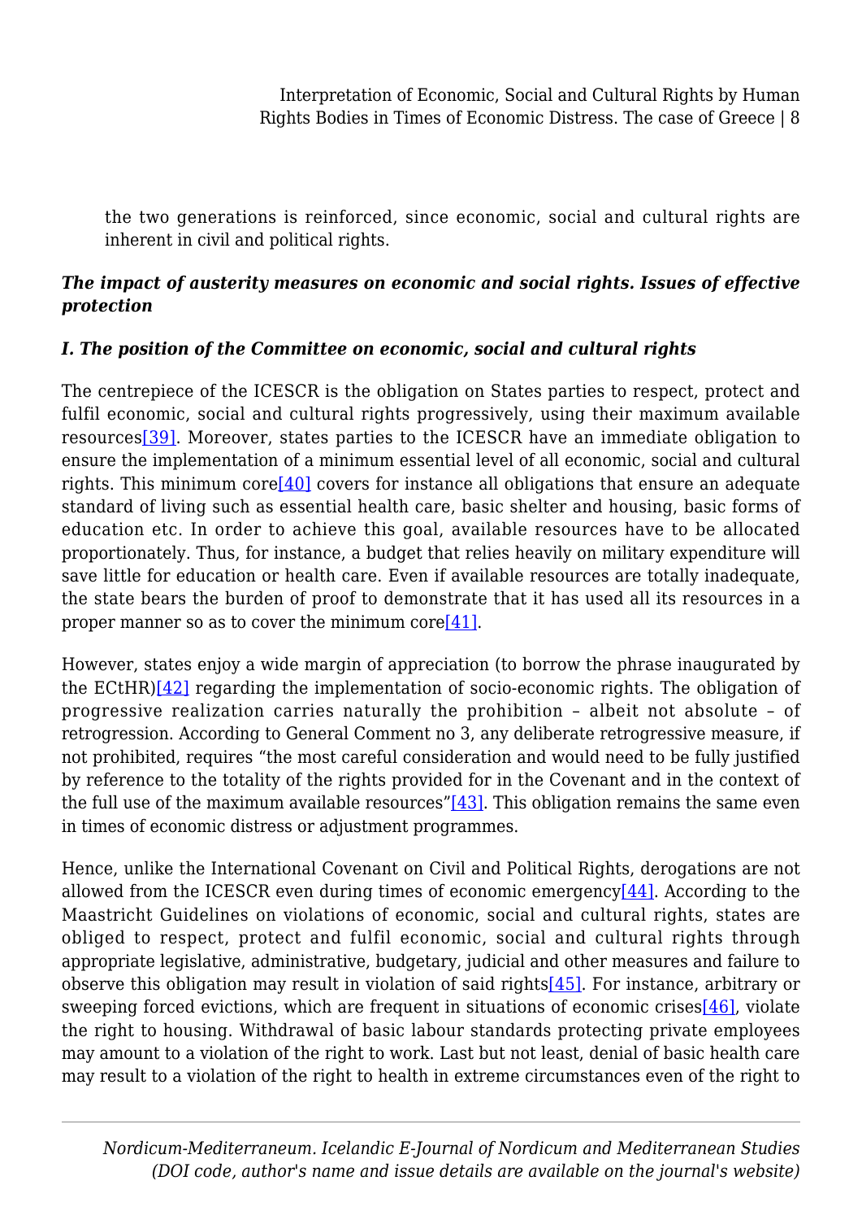the two generations is reinforced, since economic, social and cultural rights are inherent in civil and political rights.

***The impact of austerity measures on economic and social rights. Issues of effective protection***

***I. The position of the Committee on economic, social and cultural rights***

The centrepiece of the ICESCR is the obligation on States parties to respect, protect and fulfil economic, social and cultural rights progressively, using their maximum available resources[39]. Moreover, states parties to the ICESCR have an immediate obligation to ensure the implementation of a minimum essential level of all economic, social and cultural rights. This minimum core[40] covers for instance all obligations that ensure an adequate standard of living such as essential health care, basic shelter and housing, basic forms of education etc. In order to achieve this goal, available resources have to be allocated proportionately. Thus, for instance, a budget that relies heavily on military expenditure will save little for education or health care. Even if available resources are totally inadequate, the state bears the burden of proof to demonstrate that it has used all its resources in a proper manner so as to cover the minimum core[41].

However, states enjoy a wide margin of appreciation (to borrow the phrase inaugurated by the ECtHR)[42] regarding the implementation of socio-economic rights. The obligation of progressive realization carries naturally the prohibition – albeit not absolute – of retrogression. According to General Comment no 3, any deliberate retrogressive measure, if not prohibited, requires "the most careful consideration and would need to be fully justified by reference to the totality of the rights provided for in the Covenant and in the context of the full use of the maximum available resources"[43]. This obligation remains the same even in times of economic distress or adjustment programmes.

Hence, unlike the International Covenant on Civil and Political Rights, derogations are not allowed from the ICESCR even during times of economic emergency[44]. According to the Maastricht Guidelines on violations of economic, social and cultural rights, states are obliged to respect, protect and fulfil economic, social and cultural rights through appropriate legislative, administrative, budgetary, judicial and other measures and failure to observe this obligation may result in violation of said rights[45]. For instance, arbitrary or sweeping forced evictions, which are frequent in situations of economic crises[46], violate the right to housing. Withdrawal of basic labour standards protecting private employees may amount to a violation of the right to work. Last but not least, denial of basic health care may result to a violation of the right to health in extreme circumstances even of the right to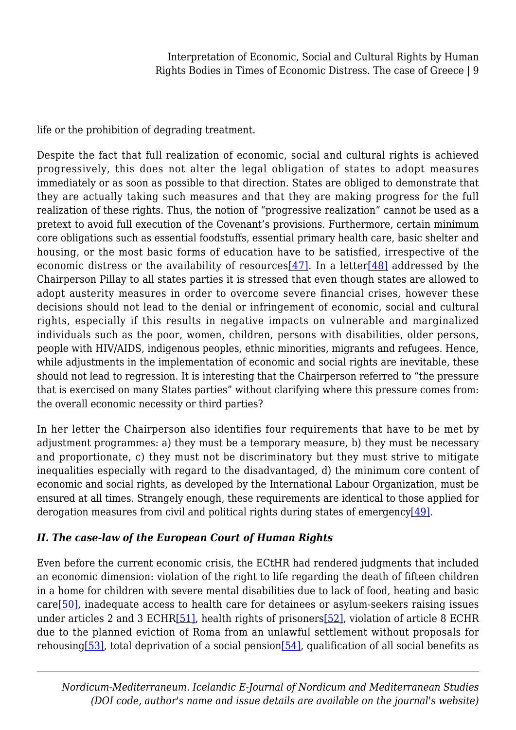life or the prohibition of degrading treatment.

Despite the fact that full realization of economic, social and cultural rights is achieved progressively, this does not alter the legal obligation of states to adopt measures immediately or as soon as possible to that direction. States are obliged to demonstrate that they are actually taking such measures and that they are making progress for the full realization of these rights. Thus, the notion of "progressive realization" cannot be used as a pretext to avoid full execution of the Covenant's provisions. Furthermore, certain minimum core obligations such as essential foodstuffs, essential primary health care, basic shelter and housing, or the most basic forms of education have to be satisfied, irrespective of the economic distress or the availability of resources[47]. In a letter[48] addressed by the Chairperson Pillay to all states parties it is stressed that even though states are allowed to adopt austerity measures in order to overcome severe financial crises, however these decisions should not lead to the denial or infringement of economic, social and cultural rights, especially if this results in negative impacts on vulnerable and marginalized individuals such as the poor, women, children, persons with disabilities, older persons, people with HIV/AIDS, indigenous peoples, ethnic minorities, migrants and refugees. Hence, while adjustments in the implementation of economic and social rights are inevitable, these should not lead to regression. It is interesting that the Chairperson referred to "the pressure that is exercised on many States parties" without clarifying where this pressure comes from: the overall economic necessity or third parties?

In her letter the Chairperson also identifies four requirements that have to be met by adjustment programmes: a) they must be a temporary measure, b) they must be necessary and proportionate, c) they must not be discriminatory but they must strive to mitigate inequalities especially with regard to the disadvantaged, d) the minimum core content of economic and social rights, as developed by the International Labour Organization, must be ensured at all times. Strangely enough, these requirements are identical to those applied for derogation measures from civil and political rights during states of emergency[49].

### *II. The case-law of the European Court of Human Rights*

Even before the current economic crisis, the ECtHR had rendered judgments that included an economic dimension: violation of the right to life regarding the death of fifteen children in a home for children with severe mental disabilities due to lack of food, heating and basic care[50], inadequate access to health care for detainees or asylum-seekers raising issues under articles 2 and 3 ECHR[51], health rights of prisoners[52], violation of article 8 ECHR due to the planned eviction of Roma from an unlawful settlement without proposals for rehousing[53], total deprivation of a social pension[54], qualification of all social benefits as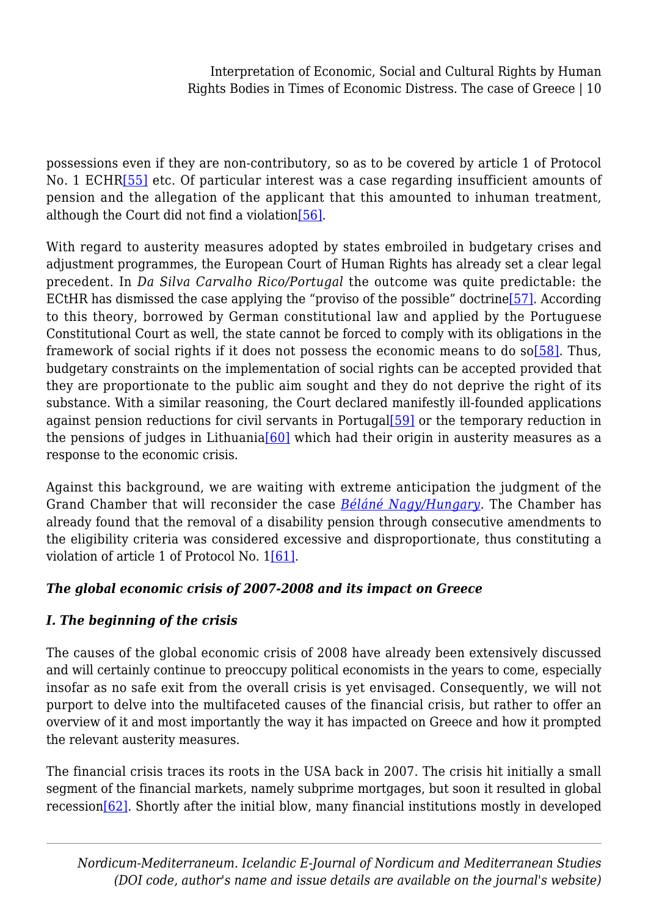possessions even if they are non-contributory, so as to be covered by article 1 of Protocol No. 1 ECHR[55] etc. Of particular interest was a case regarding insufficient amounts of pension and the allegation of the applicant that this amounted to inhuman treatment, although the Court did not find a violation[56].

With regard to austerity measures adopted by states embroiled in budgetary crises and adjustment programmes, the European Court of Human Rights has already set a clear legal precedent. In *Da Silva Carvalho Rico/Portugal* the outcome was quite predictable: the ECtHR has dismissed the case applying the "proviso of the possible" doctrine[57]. According to this theory, borrowed by German constitutional law and applied by the Portuguese Constitutional Court as well, the state cannot be forced to comply with its obligations in the framework of social rights if it does not possess the economic means to do so[58]. Thus, budgetary constraints on the implementation of social rights can be accepted provided that they are proportionate to the public aim sought and they do not deprive the right of its substance. With a similar reasoning, the Court declared manifestly ill-founded applications against pension reductions for civil servants in Portugal[59] or the temporary reduction in the pensions of judges in Lithuania[60] which had their origin in austerity measures as a response to the economic crisis.

Against this background, we are waiting with extreme anticipation the judgment of the Grand Chamber that will reconsider the case *Béláné Nagy/Hungary*. The Chamber has already found that the removal of a disability pension through consecutive amendments to the eligibility criteria was considered excessive and disproportionate, thus constituting a violation of article 1 of Protocol No. 1[61].

### *The global economic crisis of 2007-2008 and its impact on Greece*

#### *I. The beginning of the crisis*

The causes of the global economic crisis of 2008 have already been extensively discussed and will certainly continue to preoccupy political economists in the years to come, especially insofar as no safe exit from the overall crisis is yet envisaged. Consequently, we will not purport to delve into the multifaceted causes of the financial crisis, but rather to offer an overview of it and most importantly the way it has impacted on Greece and how it prompted the relevant austerity measures.

The financial crisis traces its roots in the USA back in 2007. The crisis hit initially a small segment of the financial markets, namely subprime mortgages, but soon it resulted in global recession[62]. Shortly after the initial blow, many financial institutions mostly in developed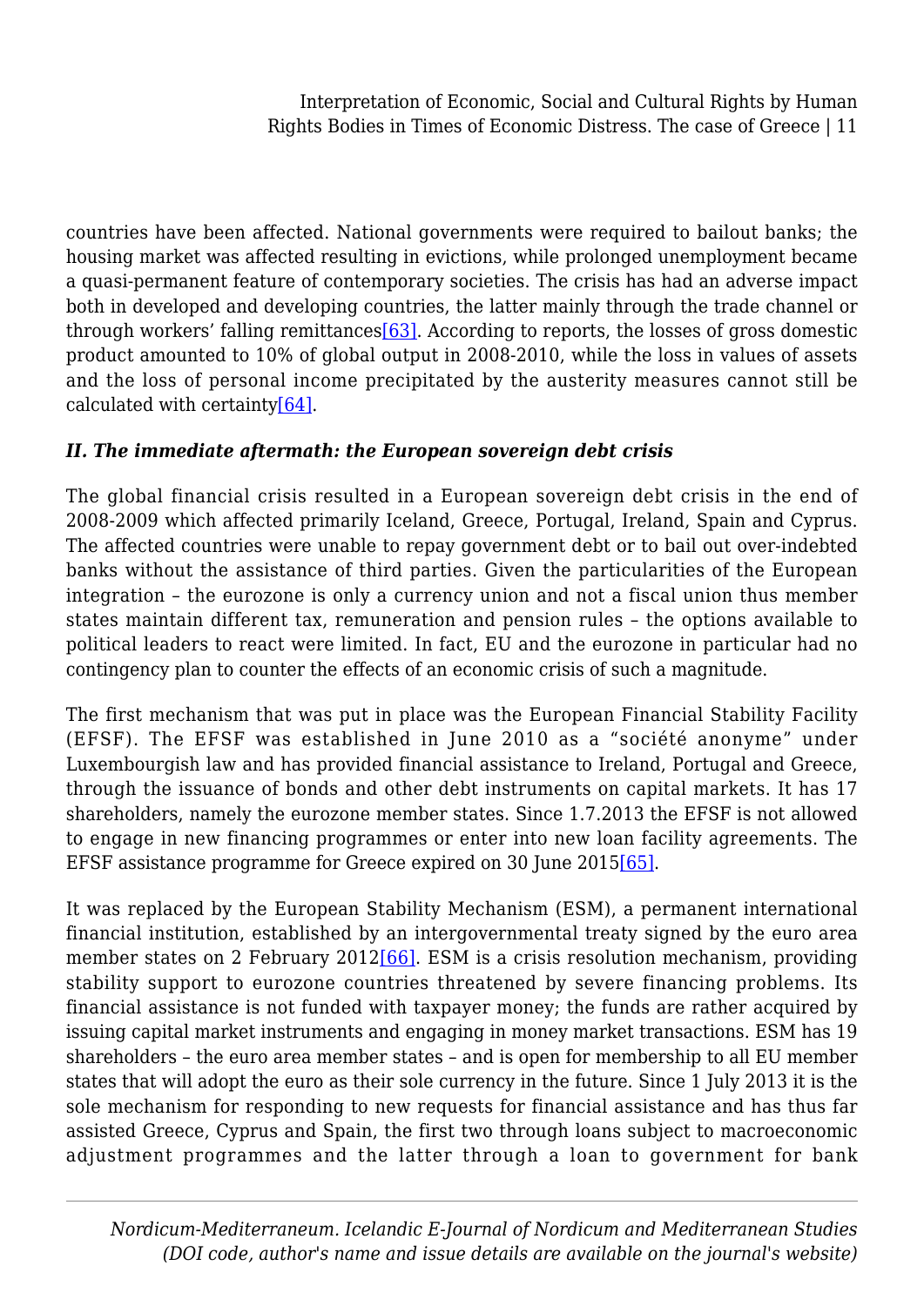countries have been affected. National governments were required to bailout banks; the housing market was affected resulting in evictions, while prolonged unemployment became a quasi-permanent feature of contemporary societies. The crisis has had an adverse impact both in developed and developing countries, the latter mainly through the trade channel or through workers' falling remittances[63]. According to reports, the losses of gross domestic product amounted to 10% of global output in 2008-2010, while the loss in values of assets and the loss of personal income precipitated by the austerity measures cannot still be calculated with certainty[64].

### *II. The immediate aftermath: the European sovereign debt crisis*

The global financial crisis resulted in a European sovereign debt crisis in the end of 2008-2009 which affected primarily Iceland, Greece, Portugal, Ireland, Spain and Cyprus. The affected countries were unable to repay government debt or to bail out over-indebted banks without the assistance of third parties. Given the particularities of the European integration – the eurozone is only a currency union and not a fiscal union thus member states maintain different tax, remuneration and pension rules – the options available to political leaders to react were limited. In fact, EU and the eurozone in particular had no contingency plan to counter the effects of an economic crisis of such a magnitude.

The first mechanism that was put in place was the European Financial Stability Facility (EFSF). The EFSF was established in June 2010 as a "société anonyme" under Luxembourgish law and has provided financial assistance to Ireland, Portugal and Greece, through the issuance of bonds and other debt instruments on capital markets. It has 17 shareholders, namely the eurozone member states. Since 1.7.2013 the EFSF is not allowed to engage in new financing programmes or enter into new loan facility agreements. The EFSF assistance programme for Greece expired on 30 June 2015[65].

It was replaced by the European Stability Mechanism (ESM), a permanent international financial institution, established by an intergovernmental treaty signed by the euro area member states on 2 February 2012[66]. ESM is a crisis resolution mechanism, providing stability support to eurozone countries threatened by severe financing problems. Its financial assistance is not funded with taxpayer money; the funds are rather acquired by issuing capital market instruments and engaging in money market transactions. ESM has 19 shareholders – the euro area member states – and is open for membership to all EU member states that will adopt the euro as their sole currency in the future. Since 1 July 2013 it is the sole mechanism for responding to new requests for financial assistance and has thus far assisted Greece, Cyprus and Spain, the first two through loans subject to macroeconomic adjustment programmes and the latter through a loan to government for bank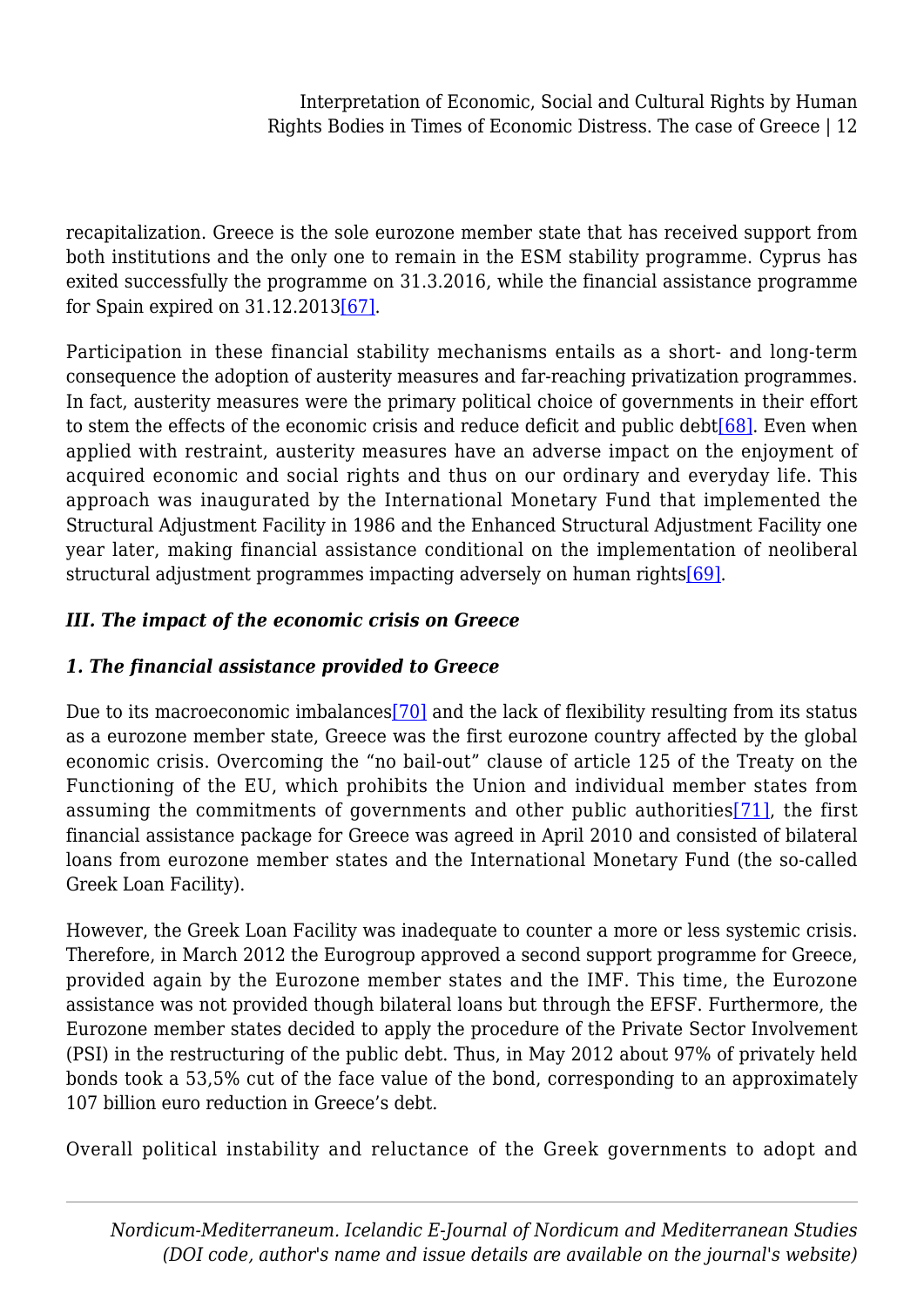recapitalization. Greece is the sole eurozone member state that has received support from both institutions and the only one to remain in the ESM stability programme. Cyprus has exited successfully the programme on 31.3.2016, while the financial assistance programme for Spain expired on 31.12.2013[67].

Participation in these financial stability mechanisms entails as a short- and long-term consequence the adoption of austerity measures and far-reaching privatization programmes. In fact, austerity measures were the primary political choice of governments in their effort to stem the effects of the economic crisis and reduce deficit and public debt[68]. Even when applied with restraint, austerity measures have an adverse impact on the enjoyment of acquired economic and social rights and thus on our ordinary and everyday life. This approach was inaugurated by the International Monetary Fund that implemented the Structural Adjustment Facility in 1986 and the Enhanced Structural Adjustment Facility one year later, making financial assistance conditional on the implementation of neoliberal structural adjustment programmes impacting adversely on human rights[69].

### *III. The impact of the economic crisis on Greece*

#### *1. The financial assistance provided to Greece*

Due to its macroeconomic imbalances[70] and the lack of flexibility resulting from its status as a eurozone member state, Greece was the first eurozone country affected by the global economic crisis. Overcoming the "no bail-out" clause of article 125 of the Treaty on the Functioning of the EU, which prohibits the Union and individual member states from assuming the commitments of governments and other public authorities[71], the first financial assistance package for Greece was agreed in April 2010 and consisted of bilateral loans from eurozone member states and the International Monetary Fund (the so-called Greek Loan Facility).

However, the Greek Loan Facility was inadequate to counter a more or less systemic crisis. Therefore, in March 2012 the Eurogroup approved a second support programme for Greece, provided again by the Eurozone member states and the IMF. This time, the Eurozone assistance was not provided though bilateral loans but through the EFSF. Furthermore, the Eurozone member states decided to apply the procedure of the Private Sector Involvement (PSI) in the restructuring of the public debt. Thus, in May 2012 about 97% of privately held bonds took a 53,5% cut of the face value of the bond, corresponding to an approximately 107 billion euro reduction in Greece's debt.

Overall political instability and reluctance of the Greek governments to adopt and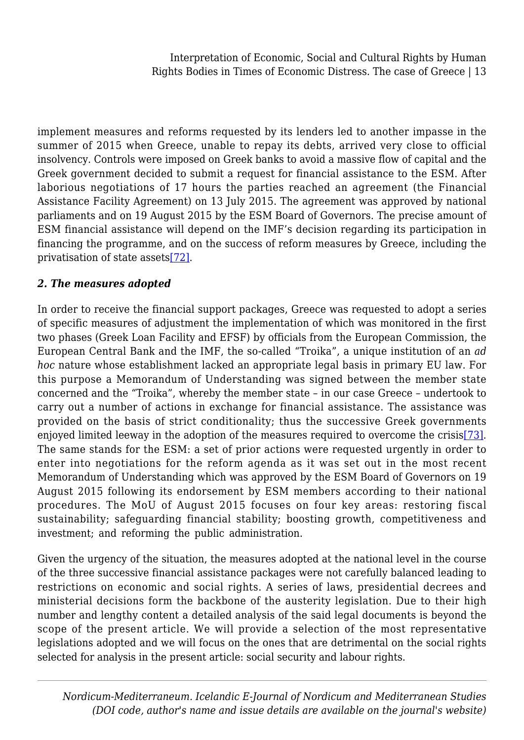implement measures and reforms requested by its lenders led to another impasse in the summer of 2015 when Greece, unable to repay its debts, arrived very close to official insolvency. Controls were imposed on Greek banks to avoid a massive flow of capital and the Greek government decided to submit a request for financial assistance to the ESM. After laborious negotiations of 17 hours the parties reached an agreement (the Financial Assistance Facility Agreement) on 13 July 2015. The agreement was approved by national parliaments and on 19 August 2015 by the ESM Board of Governors. The precise amount of ESM financial assistance will depend on the IMF's decision regarding its participation in financing the programme, and on the success of reform measures by Greece, including the privatisation of state assets[72].

### *2. The measures adopted*

In order to receive the financial support packages, Greece was requested to adopt a series of specific measures of adjustment the implementation of which was monitored in the first two phases (Greek Loan Facility and EFSF) by officials from the European Commission, the European Central Bank and the IMF, the so-called "Troika", a unique institution of an *ad hoc* nature whose establishment lacked an appropriate legal basis in primary EU law. For this purpose a Memorandum of Understanding was signed between the member state concerned and the "Troika", whereby the member state – in our case Greece – undertook to carry out a number of actions in exchange for financial assistance. The assistance was provided on the basis of strict conditionality; thus the successive Greek governments enjoyed limited leeway in the adoption of the measures required to overcome the crisis[73]. The same stands for the ESM: a set of prior actions were requested urgently in order to enter into negotiations for the reform agenda as it was set out in the most recent Memorandum of Understanding which was approved by the ESM Board of Governors on 19 August 2015 following its endorsement by ESM members according to their national procedures. The MoU of August 2015 focuses on four key areas: restoring fiscal sustainability; safeguarding financial stability; boosting growth, competitiveness and investment; and reforming the public administration.

Given the urgency of the situation, the measures adopted at the national level in the course of the three successive financial assistance packages were not carefully balanced leading to restrictions on economic and social rights. A series of laws, presidential decrees and ministerial decisions form the backbone of the austerity legislation. Due to their high number and lengthy content a detailed analysis of the said legal documents is beyond the scope of the present article. We will provide a selection of the most representative legislations adopted and we will focus on the ones that are detrimental on the social rights selected for analysis in the present article: social security and labour rights.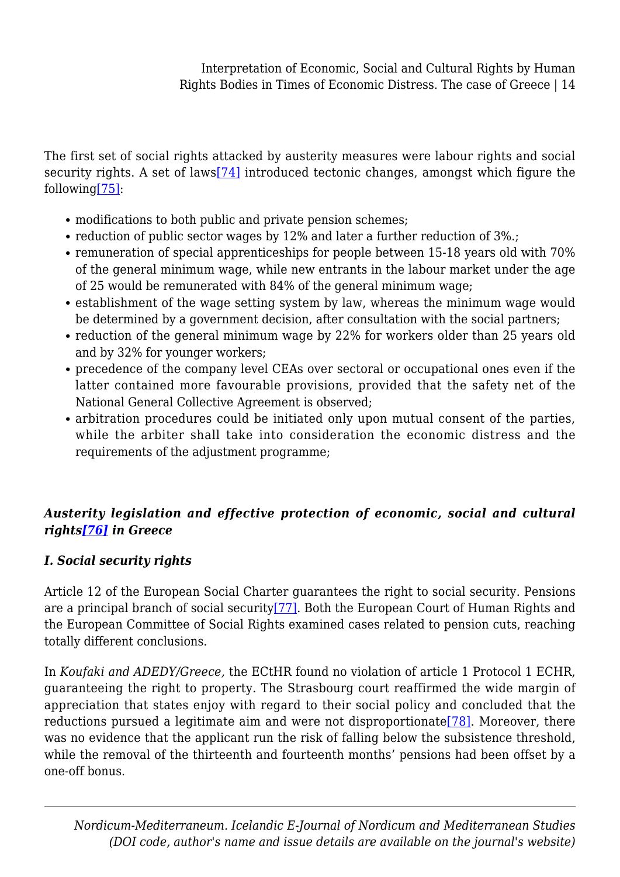The first set of social rights attacked by austerity measures were labour rights and social security rights. A set of laws[74] introduced tectonic changes, amongst which figure the following[75]:

- modifications to both public and private pension schemes;
- reduction of public sector wages by 12% and later a further reduction of 3%.;
- remuneration of special apprenticeships for people between 15-18 years old with 70% of the general minimum wage, while new entrants in the labour market under the age of 25 would be remunerated with 84% of the general minimum wage;
- establishment of the wage setting system by law, whereas the minimum wage would be determined by a government decision, after consultation with the social partners;
- reduction of the general minimum wage by 22% for workers older than 25 years old and by 32% for younger workers;
- precedence of the company level CEAs over sectoral or occupational ones even if the latter contained more favourable provisions, provided that the safety net of the National General Collective Agreement is observed;
- arbitration procedures could be initiated only upon mutual consent of the parties, while the arbiter shall take into consideration the economic distress and the requirements of the adjustment programme;

### ***Austerity legislation and effective protection of economic, social and cultural rights[76] in Greece***

#### ***I. Social security rights***

Article 12 of the European Social Charter guarantees the right to social security. Pensions are a principal branch of social security[77]. Both the European Court of Human Rights and the European Committee of Social Rights examined cases related to pension cuts, reaching totally different conclusions.

In *Koufaki and ADEDY/Greece,* the ECtHR found no violation of article 1 Protocol 1 ECHR, guaranteeing the right to property. The Strasbourg court reaffirmed the wide margin of appreciation that states enjoy with regard to their social policy and concluded that the reductions pursued a legitimate aim and were not disproportionate[78]. Moreover, there was no evidence that the applicant run the risk of falling below the subsistence threshold, while the removal of the thirteenth and fourteenth months' pensions had been offset by a one-off bonus.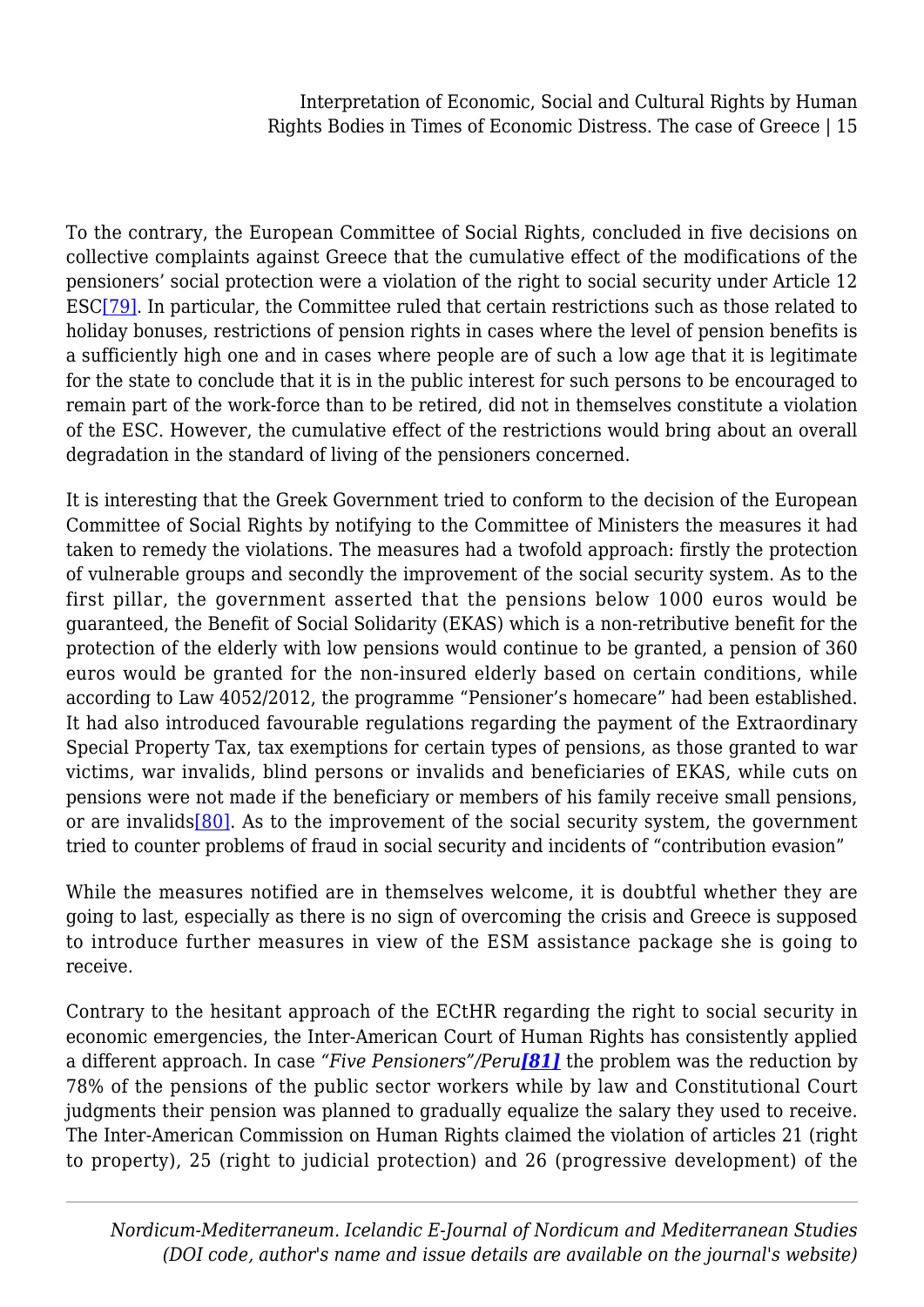To the contrary, the European Committee of Social Rights, concluded in five decisions on collective complaints against Greece that the cumulative effect of the modifications of the pensioners' social protection were a violation of the right to social security under Article 12 ESC[79]. In particular, the Committee ruled that certain restrictions such as those related to holiday bonuses, restrictions of pension rights in cases where the level of pension benefits is a sufficiently high one and in cases where people are of such a low age that it is legitimate for the state to conclude that it is in the public interest for such persons to be encouraged to remain part of the work-force than to be retired, did not in themselves constitute a violation of the ESC. However, the cumulative effect of the restrictions would bring about an overall degradation in the standard of living of the pensioners concerned.

It is interesting that the Greek Government tried to conform to the decision of the European Committee of Social Rights by notifying to the Committee of Ministers the measures it had taken to remedy the violations. The measures had a twofold approach: firstly the protection of vulnerable groups and secondly the improvement of the social security system. As to the first pillar, the government asserted that the pensions below 1000 euros would be guaranteed, the Benefit of Social Solidarity (EKAS) which is a non-retributive benefit for the protection of the elderly with low pensions would continue to be granted, a pension of 360 euros would be granted for the non-insured elderly based on certain conditions, while according to Law 4052/2012, the programme "Pensioner's homecare" had been established. It had also introduced favourable regulations regarding the payment of the Extraordinary Special Property Tax, tax exemptions for certain types of pensions, as those granted to war victims, war invalids, blind persons or invalids and beneficiaries of EKAS, while cuts on pensions were not made if the beneficiary or members of his family receive small pensions, or are invalids[80]. As to the improvement of the social security system, the government tried to counter problems of fraud in social security and incidents of "contribution evasion"

While the measures notified are in themselves welcome, it is doubtful whether they are going to last, especially as there is no sign of overcoming the crisis and Greece is supposed to introduce further measures in view of the ESM assistance package she is going to receive.

Contrary to the hesitant approach of the ECtHR regarding the right to social security in economic emergencies, the Inter-American Court of Human Rights has consistently applied a different approach. In case *"Five Pensioners"/Peru*[81] the problem was the reduction by 78% of the pensions of the public sector workers while by law and Constitutional Court judgments their pension was planned to gradually equalize the salary they used to receive. The Inter-American Commission on Human Rights claimed the violation of articles 21 (right to property), 25 (right to judicial protection) and 26 (progressive development) of the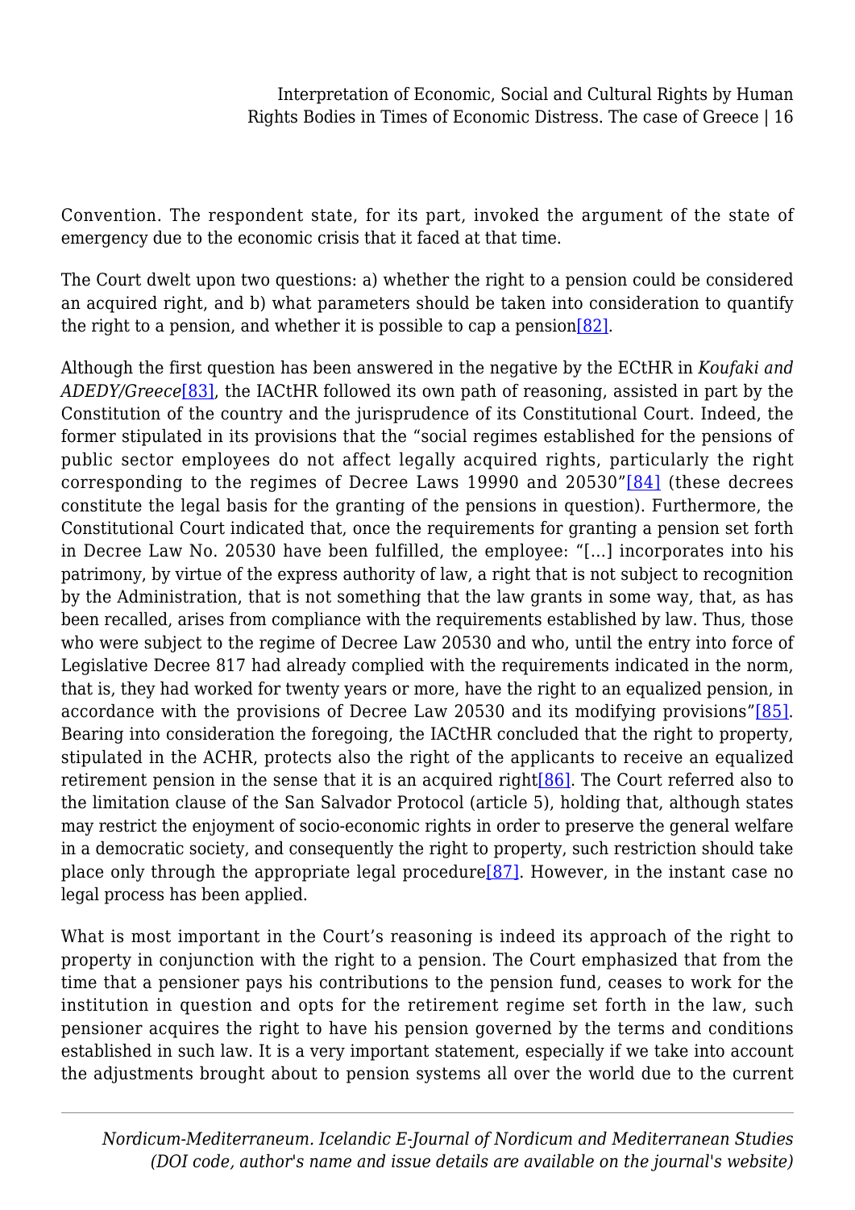Convention. The respondent state, for its part, invoked the argument of the state of emergency due to the economic crisis that it faced at that time.

The Court dwelt upon two questions: a) whether the right to a pension could be considered an acquired right, and b) what parameters should be taken into consideration to quantify the right to a pension, and whether it is possible to cap a pension[82].

Although the first question has been answered in the negative by the ECtHR in *Koufaki and ADEDY/Greece*[83], the IACtHR followed its own path of reasoning, assisted in part by the Constitution of the country and the jurisprudence of its Constitutional Court. Indeed, the former stipulated in its provisions that the "social regimes established for the pensions of public sector employees do not affect legally acquired rights, particularly the right corresponding to the regimes of Decree Laws 19990 and 20530"[84] (these decrees constitute the legal basis for the granting of the pensions in question). Furthermore, the Constitutional Court indicated that, once the requirements for granting a pension set forth in Decree Law No. 20530 have been fulfilled, the employee: "[...] incorporates into his patrimony, by virtue of the express authority of law, a right that is not subject to recognition by the Administration, that is not something that the law grants in some way, that, as has been recalled, arises from compliance with the requirements established by law. Thus, those who were subject to the regime of Decree Law 20530 and who, until the entry into force of Legislative Decree 817 had already complied with the requirements indicated in the norm, that is, they had worked for twenty years or more, have the right to an equalized pension, in accordance with the provisions of Decree Law 20530 and its modifying provisions"[85]. Bearing into consideration the foregoing, the IACtHR concluded that the right to property, stipulated in the ACHR, protects also the right of the applicants to receive an equalized retirement pension in the sense that it is an acquired right[86]. The Court referred also to the limitation clause of the San Salvador Protocol (article 5), holding that, although states may restrict the enjoyment of socio-economic rights in order to preserve the general welfare in a democratic society, and consequently the right to property, such restriction should take place only through the appropriate legal procedure[87]. However, in the instant case no legal process has been applied.

What is most important in the Court's reasoning is indeed its approach of the right to property in conjunction with the right to a pension. The Court emphasized that from the time that a pensioner pays his contributions to the pension fund, ceases to work for the institution in question and opts for the retirement regime set forth in the law, such pensioner acquires the right to have his pension governed by the terms and conditions established in such law. It is a very important statement, especially if we take into account the adjustments brought about to pension systems all over the world due to the current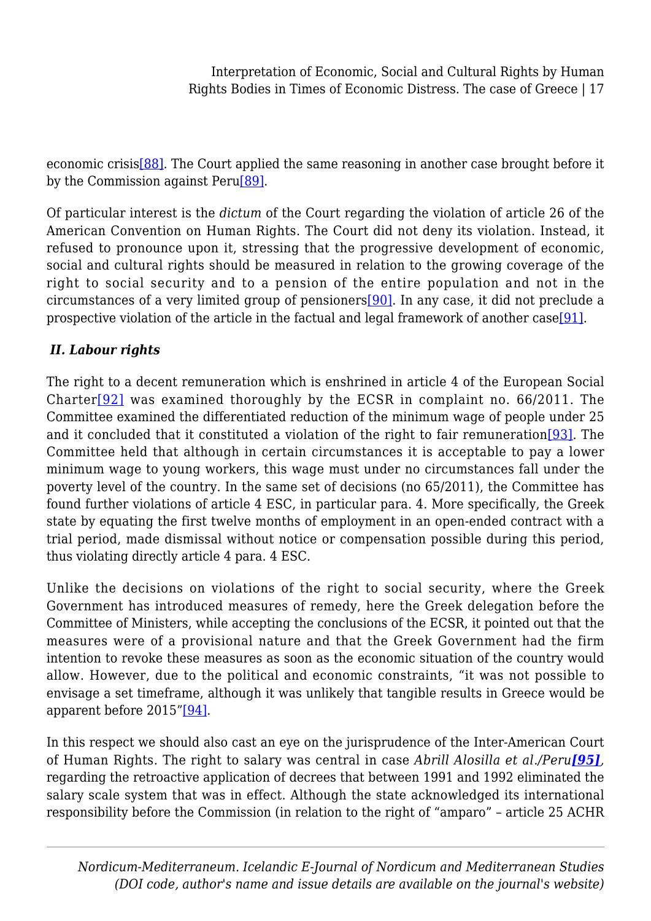economic crisis[88]. The Court applied the same reasoning in another case brought before it by the Commission against Peru[89].

Of particular interest is the *dictum* of the Court regarding the violation of article 26 of the American Convention on Human Rights. The Court did not deny its violation. Instead, it refused to pronounce upon it, stressing that the progressive development of economic, social and cultural rights should be measured in relation to the growing coverage of the right to social security and to a pension of the entire population and not in the circumstances of a very limited group of pensioners[90]. In any case, it did not preclude a prospective violation of the article in the factual and legal framework of another case[91].

### *II. Labour rights*

The right to a decent remuneration which is enshrined in article 4 of the European Social Charter[92] was examined thoroughly by the ECSR in complaint no. 66/2011. The Committee examined the differentiated reduction of the minimum wage of people under 25 and it concluded that it constituted a violation of the right to fair remuneration[93]. The Committee held that although in certain circumstances it is acceptable to pay a lower minimum wage to young workers, this wage must under no circumstances fall under the poverty level of the country. In the same set of decisions (no 65/2011), the Committee has found further violations of article 4 ESC, in particular para. 4. More specifically, the Greek state by equating the first twelve months of employment in an open-ended contract with a trial period, made dismissal without notice or compensation possible during this period, thus violating directly article 4 para. 4 ESC.

Unlike the decisions on violations of the right to social security, where the Greek Government has introduced measures of remedy, here the Greek delegation before the Committee of Ministers, while accepting the conclusions of the ECSR, it pointed out that the measures were of a provisional nature and that the Greek Government had the firm intention to revoke these measures as soon as the economic situation of the country would allow. However, due to the political and economic constraints, "it was not possible to envisage a set timeframe, although it was unlikely that tangible results in Greece would be apparent before 2015"[94].

In this respect we should also cast an eye on the jurisprudence of the Inter-American Court of Human Rights. The right to salary was central in case *Abrill Alosilla et al./Peru**[95]**,* regarding the retroactive application of decrees that between 1991 and 1992 eliminated the salary scale system that was in effect. Although the state acknowledged its international responsibility before the Commission (in relation to the right of "amparo" – article 25 ACHR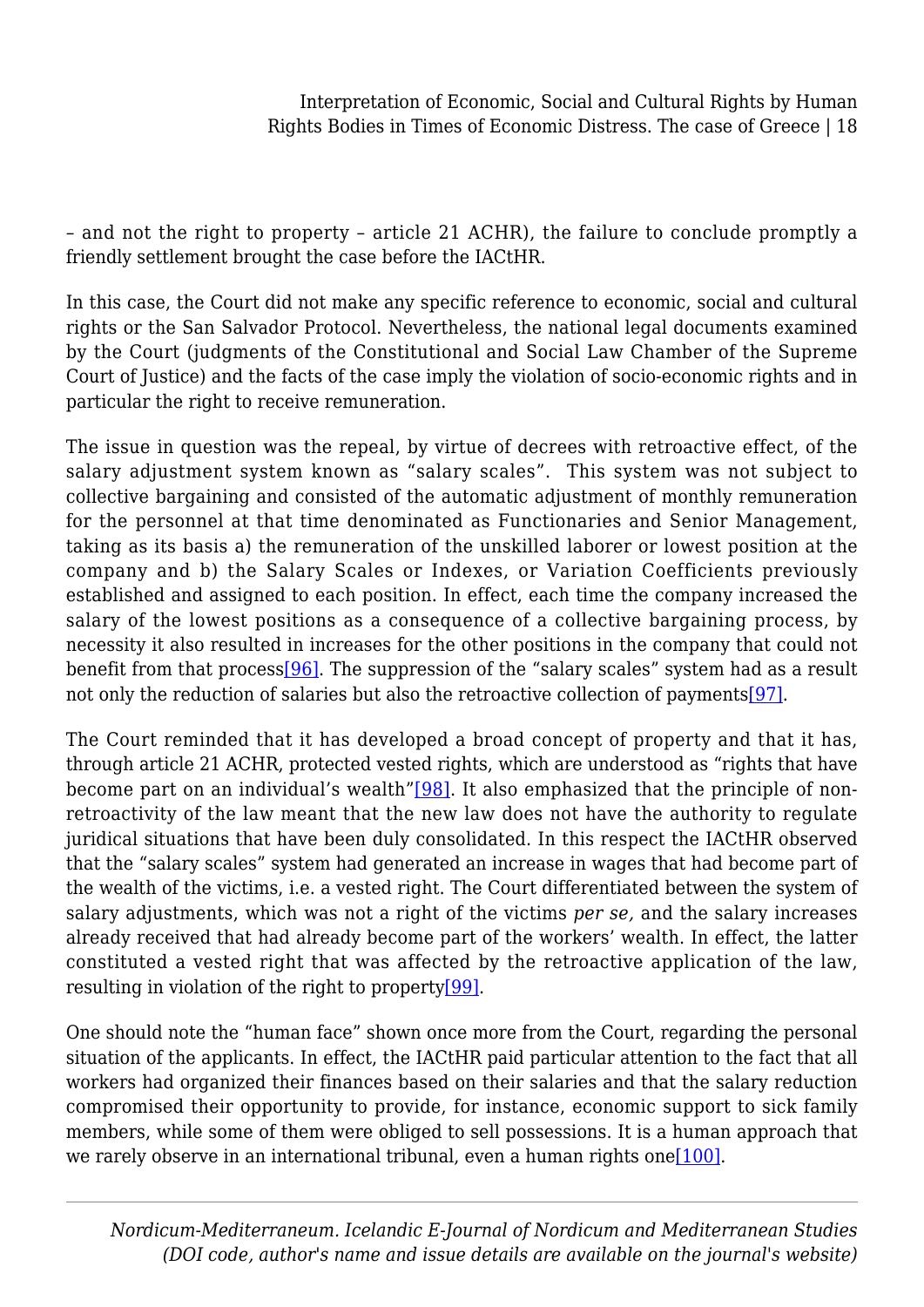– and not the right to property – article 21 ACHR), the failure to conclude promptly a friendly settlement brought the case before the IACtHR.

In this case, the Court did not make any specific reference to economic, social and cultural rights or the San Salvador Protocol. Nevertheless, the national legal documents examined by the Court (judgments of the Constitutional and Social Law Chamber of the Supreme Court of Justice) and the facts of the case imply the violation of socio-economic rights and in particular the right to receive remuneration.

The issue in question was the repeal, by virtue of decrees with retroactive effect, of the salary adjustment system known as "salary scales". This system was not subject to collective bargaining and consisted of the automatic adjustment of monthly remuneration for the personnel at that time denominated as Functionaries and Senior Management, taking as its basis a) the remuneration of the unskilled laborer or lowest position at the company and b) the Salary Scales or Indexes, or Variation Coefficients previously established and assigned to each position. In effect, each time the company increased the salary of the lowest positions as a consequence of a collective bargaining process, by necessity it also resulted in increases for the other positions in the company that could not benefit from that process[96]. The suppression of the "salary scales" system had as a result not only the reduction of salaries but also the retroactive collection of payments[97].

The Court reminded that it has developed a broad concept of property and that it has, through article 21 ACHR, protected vested rights, which are understood as "rights that have become part on an individual's wealth"[98]. It also emphasized that the principle of non-retroactivity of the law meant that the new law does not have the authority to regulate juridical situations that have been duly consolidated. In this respect the IACtHR observed that the "salary scales" system had generated an increase in wages that had become part of the wealth of the victims, i.e. a vested right. The Court differentiated between the system of salary adjustments, which was not a right of the victims *per se,* and the salary increases already received that had already become part of the workers' wealth. In effect, the latter constituted a vested right that was affected by the retroactive application of the law, resulting in violation of the right to property[99].

One should note the "human face" shown once more from the Court, regarding the personal situation of the applicants. In effect, the IACtHR paid particular attention to the fact that all workers had organized their finances based on their salaries and that the salary reduction compromised their opportunity to provide, for instance, economic support to sick family members, while some of them were obliged to sell possessions. It is a human approach that we rarely observe in an international tribunal, even a human rights one[100].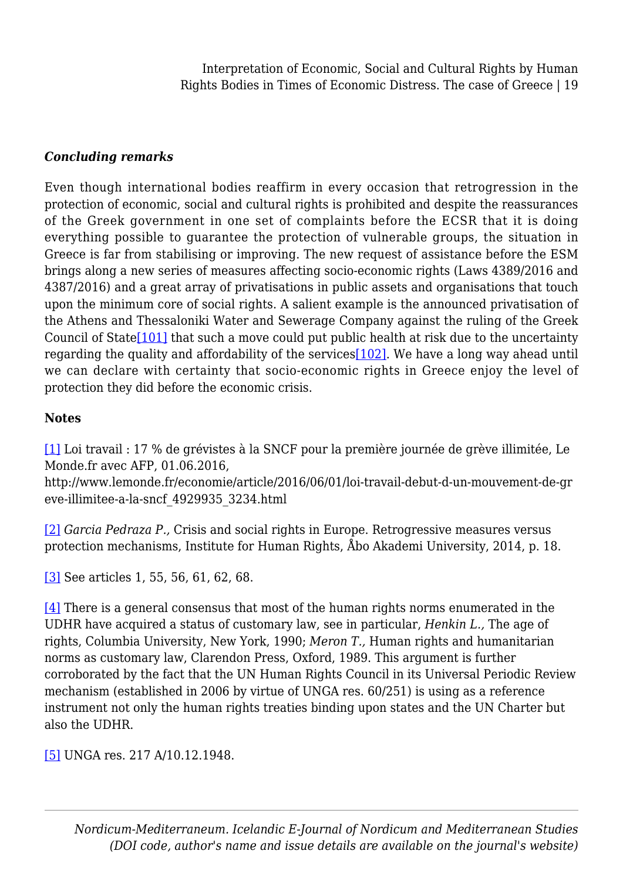***Concluding remarks***

Even though international bodies reaffirm in every occasion that retrogression in the protection of economic, social and cultural rights is prohibited and despite the reassurances of the Greek government in one set of complaints before the ECSR that it is doing everything possible to guarantee the protection of vulnerable groups, the situation in Greece is far from stabilising or improving. The new request of assistance before the ESM brings along a new series of measures affecting socio-economic rights (Laws 4389/2016 and 4387/2016) and a great array of privatisations in public assets and organisations that touch upon the minimum core of social rights. A salient example is the announced privatisation of the Athens and Thessaloniki Water and Sewerage Company against the ruling of the Greek Council of State[101] that such a move could put public health at risk due to the uncertainty regarding the quality and affordability of the services[102]. We have a long way ahead until we can declare with certainty that socio-economic rights in Greece enjoy the level of protection they did before the economic crisis.

**Notes**

[1] Loi travail : 17 % de grévistes à la SNCF pour la première journée de grève illimitée, Le Monde.fr avec AFP, 01.06.2016, http://www.lemonde.fr/economie/article/2016/06/01/loi-travail-debut-d-un-mouvement-de-greve-illimitee-a-la-sncf_4929935_3234.html

[2] *Garcia Pedraza P.,* Crisis and social rights in Europe. Retrogressive measures versus protection mechanisms, Institute for Human Rights, Åbo Akademi University, 2014, p. 18.

[3] See articles 1, 55, 56, 61, 62, 68.

[4] There is a general consensus that most of the human rights norms enumerated in the UDHR have acquired a status of customary law, see in particular, *Henkin L.,* The age of rights, Columbia University, New York, 1990; *Meron T.,* Human rights and humanitarian norms as customary law, Clarendon Press, Oxford, 1989. This argument is further corroborated by the fact that the UN Human Rights Council in its Universal Periodic Review mechanism (established in 2006 by virtue of UNGA res. 60/251) is using as a reference instrument not only the human rights treaties binding upon states and the UN Charter but also the UDHR.

[5] UNGA res. 217 A/10.12.1948.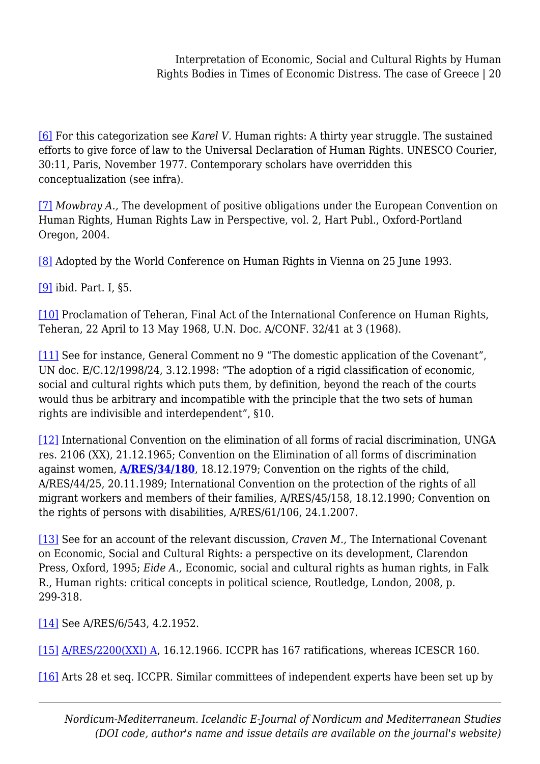[6] For this categorization see *Karel V.* Human rights: A thirty year struggle. The sustained efforts to give force of law to the Universal Declaration of Human Rights. UNESCO Courier, 30:11, Paris, November 1977. Contemporary scholars have overridden this conceptualization (see infra).

[7] *Mowbray A.,* The development of positive obligations under the European Convention on Human Rights, Human Rights Law in Perspective, vol. 2, Hart Publ., Oxford-Portland Oregon, 2004.

[8] Adopted by the World Conference on Human Rights in Vienna on 25 June 1993.

[9] ibid. Part. I, §5.

[10] Proclamation of Teheran, Final Act of the International Conference on Human Rights, Teheran, 22 April to 13 May 1968, U.N. Doc. A/CONF. 32/41 at 3 (1968).

[11] See for instance, General Comment no 9 "The domestic application of the Covenant", UN doc. E/C.12/1998/24, 3.12.1998: "The adoption of a rigid classification of economic, social and cultural rights which puts them, by definition, beyond the reach of the courts would thus be arbitrary and incompatible with the principle that the two sets of human rights are indivisible and interdependent", §10.

[12] International Convention on the elimination of all forms of racial discrimination, UNGA res. 2106 (XX), 21.12.1965; Convention on the Elimination of all forms of discrimination against women, **A/RES/34/180**, 18.12.1979; Convention on the rights of the child, A/RES/44/25, 20.11.1989; International Convention on the protection of the rights of all migrant workers and members of their families, A/RES/45/158, 18.12.1990; Convention on the rights of persons with disabilities, A/RES/61/106, 24.1.2007.

[13] See for an account of the relevant discussion, *Craven M.,* The International Covenant on Economic, Social and Cultural Rights: a perspective on its development, Clarendon Press, Oxford, 1995; *Eide A.,* Economic, social and cultural rights as human rights, in Falk R., Human rights: critical concepts in political science, Routledge, London, 2008, p. 299-318.

[14] See A/RES/6/543, 4.2.1952.

[15] A/RES/2200(XXI) A, 16.12.1966. ICCPR has 167 ratifications, whereas ICESCR 160.

[16] Arts 28 et seq. ICCPR. Similar committees of independent experts have been set up by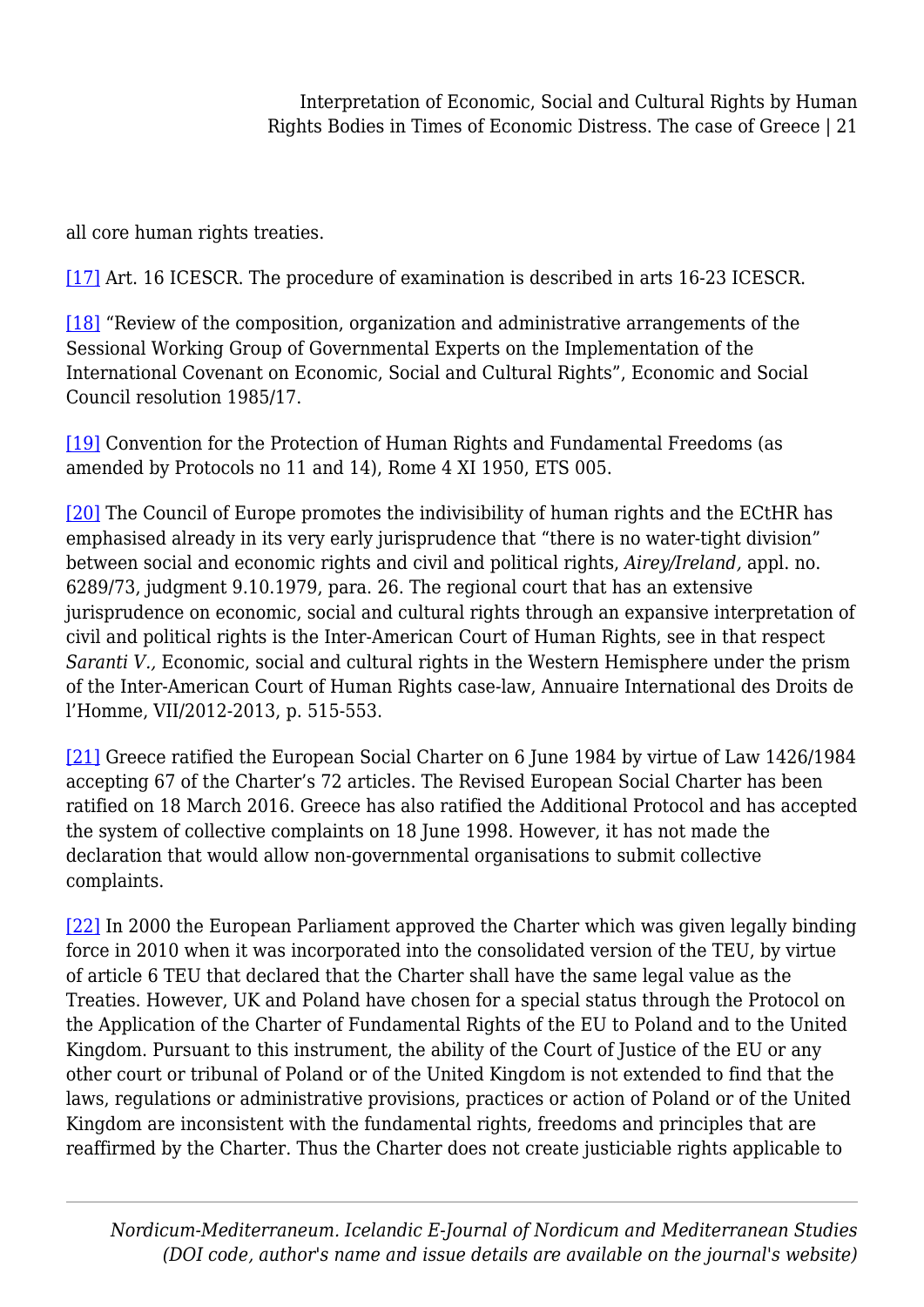all core human rights treaties.

[17] Art. 16 ICESCR. The procedure of examination is described in arts 16-23 ICESCR.

[18] "Review of the composition, organization and administrative arrangements of the Sessional Working Group of Governmental Experts on the Implementation of the International Covenant on Economic, Social and Cultural Rights", Economic and Social Council resolution 1985/17.

[19] Convention for the Protection of Human Rights and Fundamental Freedoms (as amended by Protocols no 11 and 14), Rome 4 XI 1950, ETS 005.

[20] The Council of Europe promotes the indivisibility of human rights and the ECtHR has emphasised already in its very early jurisprudence that "there is no water-tight division" between social and economic rights and civil and political rights, *Airey/Ireland,* appl. no. 6289/73, judgment 9.10.1979, para. 26. The regional court that has an extensive jurisprudence on economic, social and cultural rights through an expansive interpretation of civil and political rights is the Inter-American Court of Human Rights, see in that respect *Saranti V.,* Economic, social and cultural rights in the Western Hemisphere under the prism of the Inter-American Court of Human Rights case-law, Annuaire International des Droits de l'Homme, VII/2012-2013, p. 515-553.

[21] Greece ratified the European Social Charter on 6 June 1984 by virtue of Law 1426/1984 accepting 67 of the Charter's 72 articles. The Revised European Social Charter has been ratified on 18 March 2016. Greece has also ratified the Additional Protocol and has accepted the system of collective complaints on 18 June 1998. However, it has not made the declaration that would allow non-governmental organisations to submit collective complaints.

[22] In 2000 the European Parliament approved the Charter which was given legally binding force in 2010 when it was incorporated into the consolidated version of the TEU, by virtue of article 6 TEU that declared that the Charter shall have the same legal value as the Treaties. However, UK and Poland have chosen for a special status through the Protocol on the Application of the Charter of Fundamental Rights of the EU to Poland and to the United Kingdom. Pursuant to this instrument, the ability of the Court of Justice of the EU or any other court or tribunal of Poland or of the United Kingdom is not extended to find that the laws, regulations or administrative provisions, practices or action of Poland or of the United Kingdom are inconsistent with the fundamental rights, freedoms and principles that are reaffirmed by the Charter. Thus the Charter does not create justiciable rights applicable to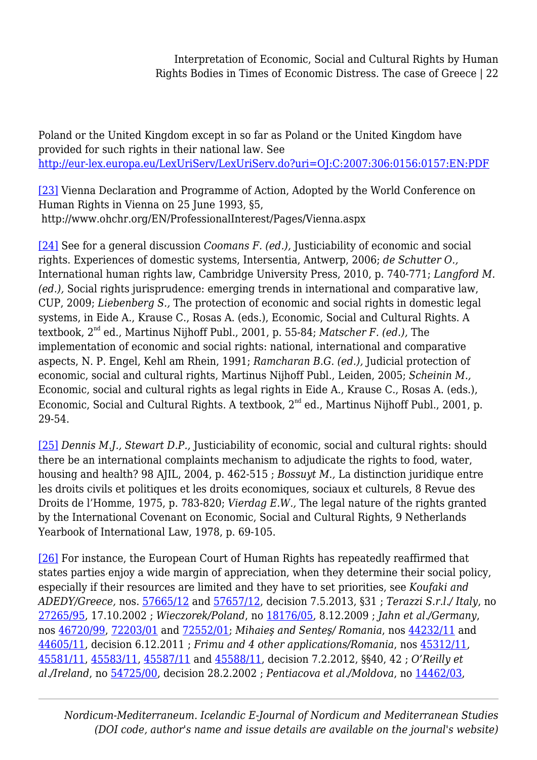Poland or the United Kingdom except in so far as Poland or the United Kingdom have provided for such rights in their national law. See [http://eur-lex.europa.eu/LexUriServ/LexUriServ.do?uri=OJ:C:2007:306:0156:0157:EN:PDF](http://eur-lex.europa.eu/LexUriServ/LexUriServ.do?uri=OJ:C:2007:306:0156:0157:EN:PDF)

[23] Vienna Declaration and Programme of Action, Adopted by the World Conference on Human Rights in Vienna on 25 June 1993, §5, http://www.ohchr.org/EN/ProfessionalInterest/Pages/Vienna.aspx

[24] See for a general discussion *Coomans F. (ed.),* Justiciability of economic and social rights. Experiences of domestic systems, Intersentia, Antwerp, 2006; *de Schutter O.,* International human rights law, Cambridge University Press, 2010, p. 740-771; *Langford M. (ed.),* Social rights jurisprudence: emerging trends in international and comparative law, CUP, 2009; *Liebenberg S.,* The protection of economic and social rights in domestic legal systems, in Eide A., Krause C., Rosas A. (eds.), Economic, Social and Cultural Rights. A textbook, 2nd ed., Martinus Nijhoff Publ., 2001, p. 55-84; *Matscher F. (ed.),* The implementation of economic and social rights: national, international and comparative aspects, N. P. Engel, Kehl am Rhein, 1991; *Ramcharan B.G. (ed.),* Judicial protection of economic, social and cultural rights, Martinus Nijhoff Publ., Leiden, 2005; *Scheinin M.,* Economic, social and cultural rights as legal rights in Eide A., Krause C., Rosas A. (eds.), Economic, Social and Cultural Rights. A textbook, 2nd ed., Martinus Nijhoff Publ., 2001, p. 29-54.

[25] *Dennis M.J., Stewart D.P.,* Justiciability of economic, social and cultural rights: should there be an international complaints mechanism to adjudicate the rights to food, water, housing and health? 98 AJIL, 2004, p. 462-515 ; *Bossuyt M.,* La distinction juridique entre les droits civils et politiques et les droits economiques, sociaux et culturels, 8 Revue des Droits de l'Homme, 1975, p. 783-820; *Vierdag E.W.,* The legal nature of the rights granted by the International Covenant on Economic, Social and Cultural Rights, 9 Netherlands Yearbook of International Law, 1978, p. 69-105.

[26] For instance, the European Court of Human Rights has repeatedly reaffirmed that states parties enjoy a wide margin of appreciation, when they determine their social policy, especially if their resources are limited and they have to set priorities, see *Koufaki and ADEDY/Greece,* nos. 57665/12 and 57657/12, decision 7.5.2013, §31 ; *Terazzi S.r.l./ Italy*, no 27265/95, 17.10.2002 ; *Wieczorek/Poland*, no 18176/05, 8.12.2009 ; *Jahn et al./Germany*, nos 46720/99, 72203/01 and 72552/01; *Mihaieş and Senteş/ Romania*, nos 44232/11 and 44605/11, decision 6.12.2011 ; *Frimu and 4 other applications/Romania*, nos 45312/11, 45581/11, 45583/11, 45587/11 and 45588/11, decision 7.2.2012, §§40, 42 ; *O'Reilly et al./Ireland*, no 54725/00, decision 28.2.2002 ; *Pentiacova et al./Moldova*, no 14462/03,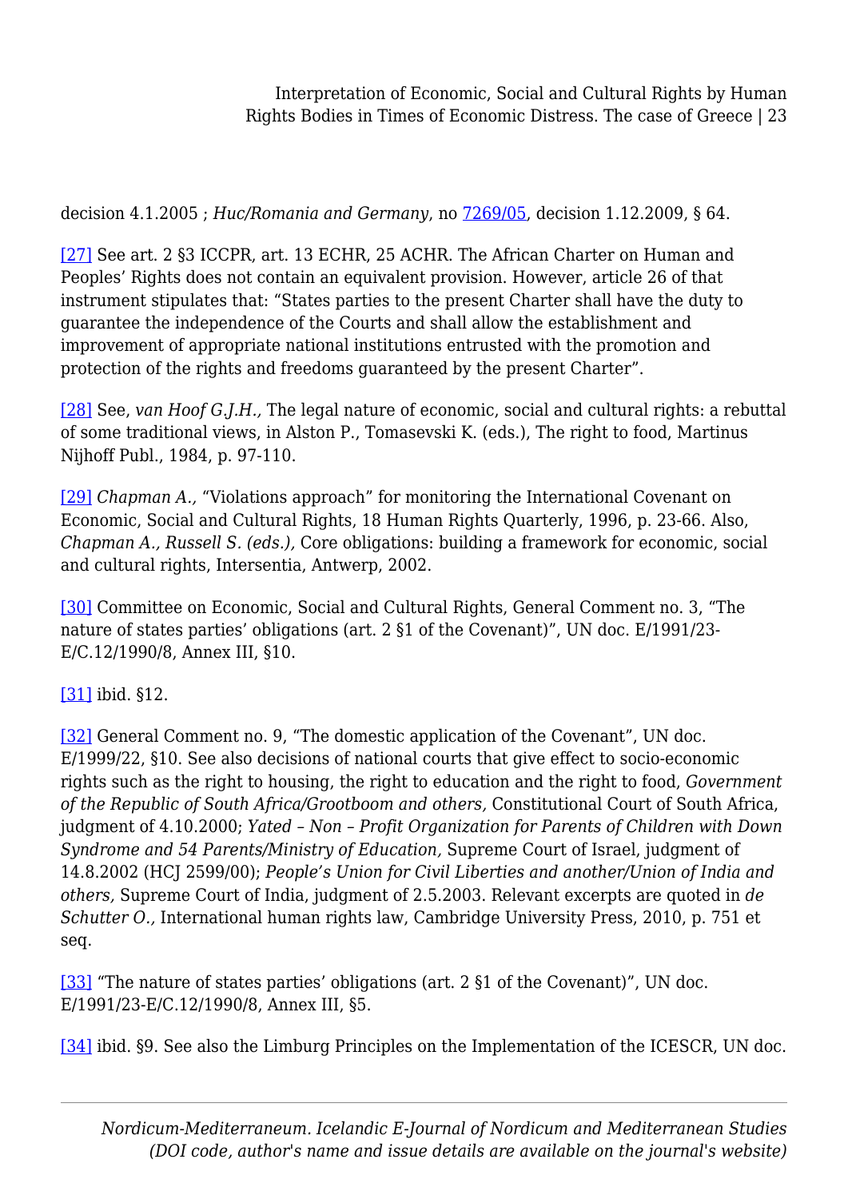decision 4.1.2005 ; *Huc/Romania and Germany*, no [7269/05], decision 1.12.2009, § 64.

[27] See art. 2 §3 ICCPR, art. 13 ECHR, 25 ACHR. The African Charter on Human and Peoples' Rights does not contain an equivalent provision. However, article 26 of that instrument stipulates that: "States parties to the present Charter shall have the duty to guarantee the independence of the Courts and shall allow the establishment and improvement of appropriate national institutions entrusted with the promotion and protection of the rights and freedoms guaranteed by the present Charter".

[28] See, *van Hoof G.J.H.,* The legal nature of economic, social and cultural rights: a rebuttal of some traditional views, in Alston P., Tomasevski K. (eds.), The right to food, Martinus Nijhoff Publ., 1984, p. 97-110.

[29] *Chapman A.,* "Violations approach" for monitoring the International Covenant on Economic, Social and Cultural Rights, 18 Human Rights Quarterly, 1996, p. 23-66. Also, *Chapman A., Russell S. (eds.),* Core obligations: building a framework for economic, social and cultural rights, Intersentia, Antwerp, 2002.

[30] Committee on Economic, Social and Cultural Rights, General Comment no. 3, "The nature of states parties' obligations (art. 2 §1 of the Covenant)", UN doc. E/1991/23-E/C.12/1990/8, Annex III, §10.

[31] ibid. §12.

[32] General Comment no. 9, "The domestic application of the Covenant", UN doc. E/1999/22, §10. See also decisions of national courts that give effect to socio-economic rights such as the right to housing, the right to education and the right to food, *Government of the Republic of South Africa/Grootboom and others,* Constitutional Court of South Africa, judgment of 4.10.2000; *Yated – Non – Profit Organization for Parents of Children with Down Syndrome and 54 Parents/Ministry of Education,* Supreme Court of Israel, judgment of 14.8.2002 (HCJ 2599/00); *People's Union for Civil Liberties and another/Union of India and others,* Supreme Court of India, judgment of 2.5.2003. Relevant excerpts are quoted in *de Schutter O.,* International human rights law, Cambridge University Press, 2010, p. 751 et seq.

[33] "The nature of states parties' obligations (art. 2 §1 of the Covenant)", UN doc. E/1991/23-E/C.12/1990/8, Annex III, §5.

[34] ibid. §9. See also the Limburg Principles on the Implementation of the ICESCR, UN doc.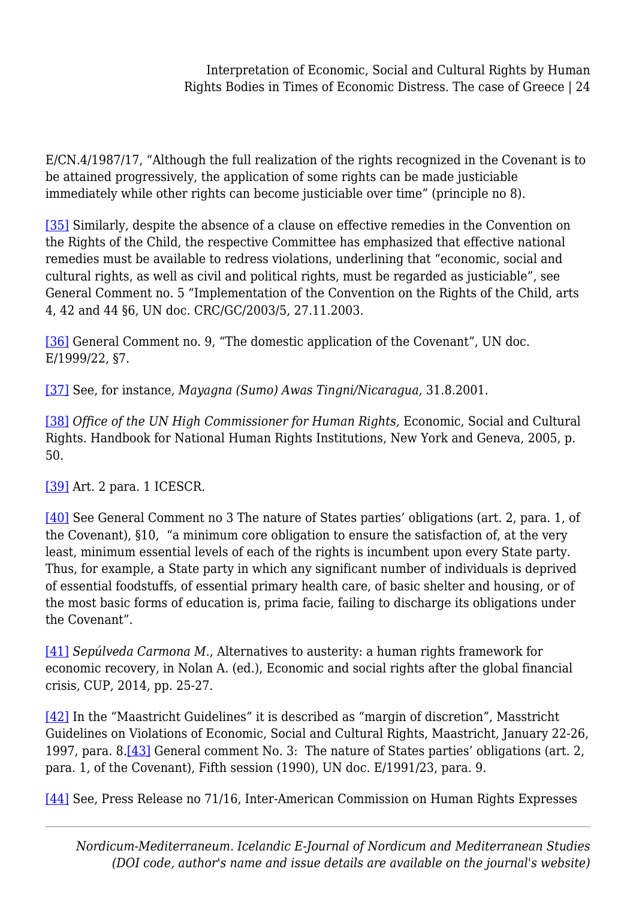E/CN.4/1987/17, "Although the full realization of the rights recognized in the Covenant is to be attained progressively, the application of some rights can be made justiciable immediately while other rights can become justiciable over time" (principle no 8).

[35] Similarly, despite the absence of a clause on effective remedies in the Convention on the Rights of the Child, the respective Committee has emphasized that effective national remedies must be available to redress violations, underlining that "economic, social and cultural rights, as well as civil and political rights, must be regarded as justiciable", see General Comment no. 5 "Implementation of the Convention on the Rights of the Child, arts 4, 42 and 44 §6, UN doc. CRC/GC/2003/5, 27.11.2003.

[36] General Comment no. 9, "The domestic application of the Covenant", UN doc. E/1999/22, §7.

[37] See, for instance, *Mayagna (Sumo) Awas Tingni/Nicaragua,* 31.8.2001.

[38] *Office of the UN High Commissioner for Human Rights,* Economic, Social and Cultural Rights. Handbook for National Human Rights Institutions, New York and Geneva, 2005, p. 50.

[39] Art. 2 para. 1 ICESCR.

[40] See General Comment no 3 The nature of States parties' obligations (art. 2, para. 1, of the Covenant), §10, "a minimum core obligation to ensure the satisfaction of, at the very least, minimum essential levels of each of the rights is incumbent upon every State party. Thus, for example, a State party in which any significant number of individuals is deprived of essential foodstuffs, of essential primary health care, of basic shelter and housing, or of the most basic forms of education is, prima facie, failing to discharge its obligations under the Covenant".

[41] *Sepúlveda Carmona M.,* Alternatives to austerity: a human rights framework for economic recovery, in Nolan A. (ed.), Economic and social rights after the global financial crisis, CUP, 2014, pp. 25-27.

[42] In the "Maastricht Guidelines" it is described as "margin of discretion", Masstricht Guidelines on Violations of Economic, Social and Cultural Rights, Maastricht, January 22-26, 1997, para. 8.[43] General comment No. 3: The nature of States parties' obligations (art. 2, para. 1, of the Covenant), Fifth session (1990), UN doc. E/1991/23, para. 9.

[44] See, Press Release no 71/16, Inter-American Commission on Human Rights Expresses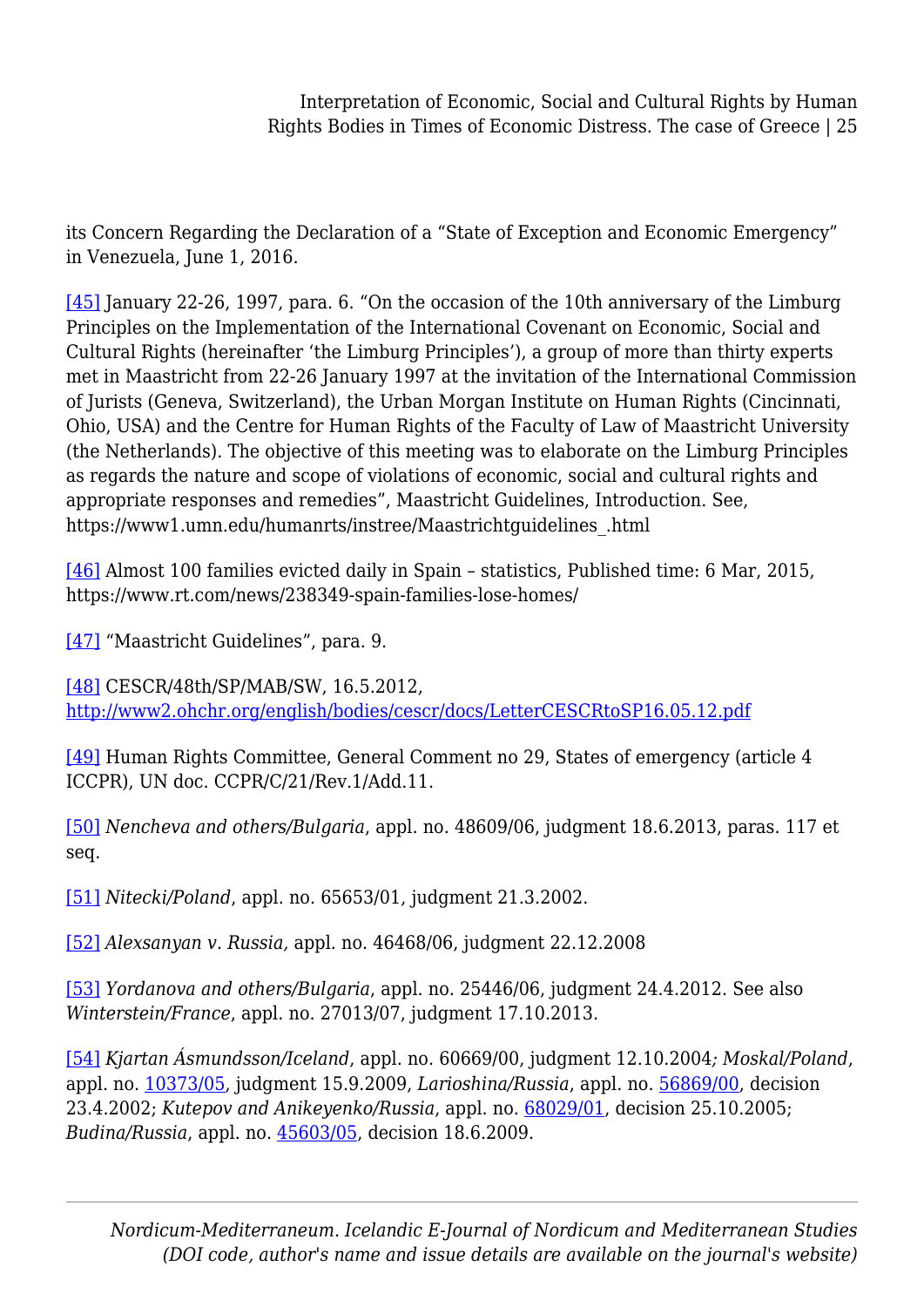its Concern Regarding the Declaration of a "State of Exception and Economic Emergency" in Venezuela, June 1, 2016.

[45] January 22-26, 1997, para. 6. "On the occasion of the 10th anniversary of the Limburg Principles on the Implementation of the International Covenant on Economic, Social and Cultural Rights (hereinafter 'the Limburg Principles'), a group of more than thirty experts met in Maastricht from 22-26 January 1997 at the invitation of the International Commission of Jurists (Geneva, Switzerland), the Urban Morgan Institute on Human Rights (Cincinnati, Ohio, USA) and the Centre for Human Rights of the Faculty of Law of Maastricht University (the Netherlands). The objective of this meeting was to elaborate on the Limburg Principles as regards the nature and scope of violations of economic, social and cultural rights and appropriate responses and remedies", Maastricht Guidelines, Introduction. See, https://www1.umn.edu/humanrts/instree/Maastrichtguidelines_.html

[46] Almost 100 families evicted daily in Spain – statistics, Published time: 6 Mar, 2015, https://www.rt.com/news/238349-spain-families-lose-homes/

[47] "Maastricht Guidelines", para. 9.

[48] CESCR/48th/SP/MAB/SW, 16.5.2012, http://www2.ohchr.org/english/bodies/cescr/docs/LetterCESCRtoSP16.05.12.pdf

[49] Human Rights Committee, General Comment no 29, States of emergency (article 4 ICCPR), UN doc. CCPR/C/21/Rev.1/Add.11.

[50] *Nencheva and others/Bulgaria*, appl. no. 48609/06, judgment 18.6.2013, paras. 117 et seq.

[51] *Nitecki/Poland*, appl. no. 65653/01, judgment 21.3.2002.

[52] *Alexsanyan v. Russia,* appl. no. 46468/06, judgment 22.12.2008

[53] *Yordanova and others/Bulgaria*, appl. no. 25446/06, judgment 24.4.2012. See also *Winterstein/France*, appl. no. 27013/07, judgment 17.10.2013.

[54] *Kjartan Ásmundsson/Iceland*, appl. no. 60669/00, judgment 12.10.2004*; Moskal/Poland*, appl. no. 10373/05, judgment 15.9.2009, *Larioshina/Russia*, appl. no. 56869/00, decision 23.4.2002; *Kutepov and Anikeyenko/Russia*, appl. no. 68029/01, decision 25.10.2005; *Budina/Russia*, appl. no. 45603/05, decision 18.6.2009.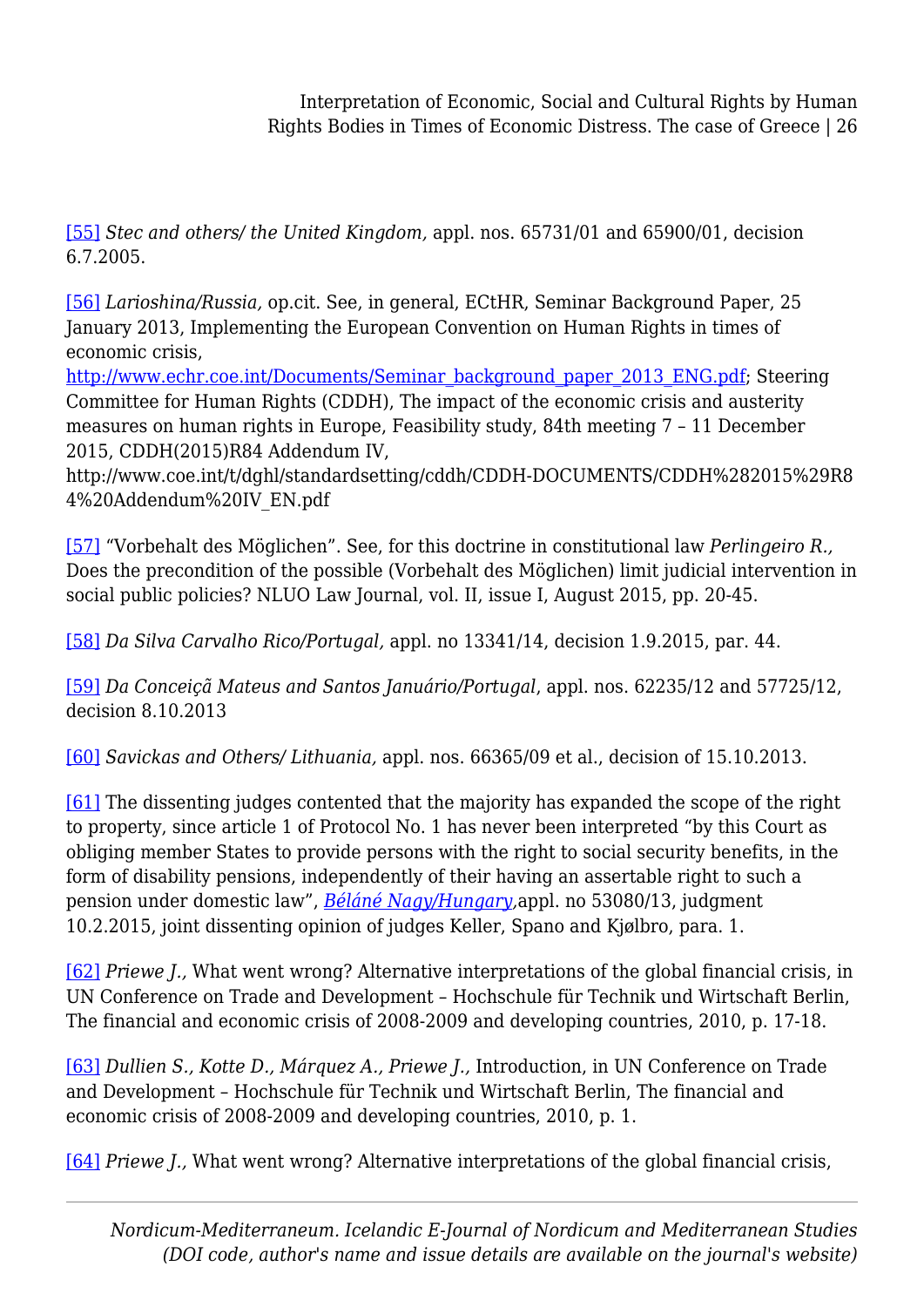[55] *Stec and others/ the United Kingdom,* appl. nos. 65731/01 and 65900/01, decision 6.7.2005.

[56] *Larioshina/Russia,* op.cit. See, in general, ECtHR, Seminar Background Paper, 25 January 2013, Implementing the European Convention on Human Rights in times of economic crisis, http://www.echr.coe.int/Documents/Seminar_background_paper_2013_ENG.pdf; Steering Committee for Human Rights (CDDH), The impact of the economic crisis and austerity measures on human rights in Europe, Feasibility study, 84th meeting 7 – 11 December 2015, CDDH(2015)R84 Addendum IV, http://www.coe.int/t/dghl/standardsetting/cddh/CDDH-DOCUMENTS/CDDH%282015%29R84%20Addendum%20IV_EN.pdf

[57] "Vorbehalt des Möglichen". See, for this doctrine in constitutional law *Perlingeiro R.,* Does the precondition of the possible (Vorbehalt des Möglichen) limit judicial intervention in social public policies? NLUO Law Journal, vol. II, issue I, August 2015, pp. 20-45.

[58] *Da Silva Carvalho Rico/Portugal,* appl. no 13341/14, decision 1.9.2015, par. 44.

[59] *Da Conceiçã Mateus and Santos Januário/Portugal*, appl. nos. 62235/12 and 57725/12, decision 8.10.2013

[60] *Savickas and Others/ Lithuania,* appl. nos. 66365/09 et al., decision of 15.10.2013.

[61] The dissenting judges contented that the majority has expanded the scope of the right to property, since article 1 of Protocol No. 1 has never been interpreted "by this Court as obliging member States to provide persons with the right to social security benefits, in the form of disability pensions, independently of their having an assertable right to such a pension under domestic law", *Béláné Nagy/Hungary,*appl. no 53080/13, judgment 10.2.2015, joint dissenting opinion of judges Keller, Spano and Kjølbro, para. 1.

[62] *Priewe J.,* What went wrong? Alternative interpretations of the global financial crisis, in UN Conference on Trade and Development – Hochschule für Technik und Wirtschaft Berlin, The financial and economic crisis of 2008-2009 and developing countries, 2010, p. 17-18.

[63] *Dullien S., Kotte D., Márquez A., Priewe J.,* Introduction, in UN Conference on Trade and Development – Hochschule für Technik und Wirtschaft Berlin, The financial and economic crisis of 2008-2009 and developing countries, 2010, p. 1.

[64] *Priewe J.,* What went wrong? Alternative interpretations of the global financial crisis,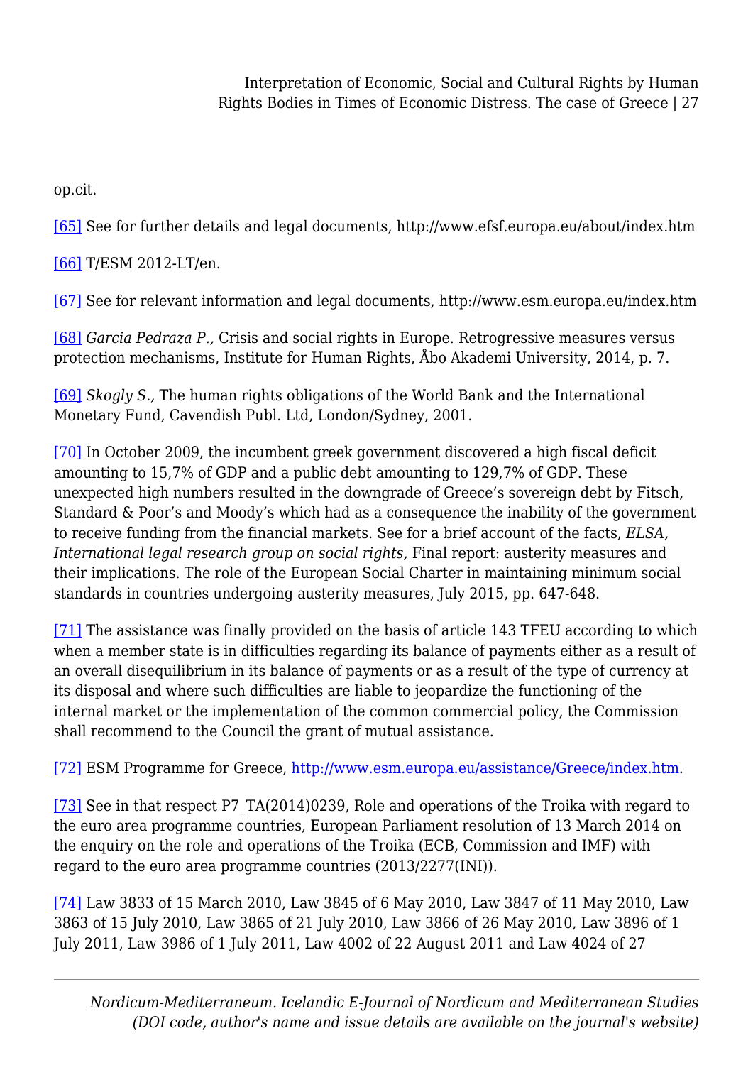op.cit.

[65] See for further details and legal documents, http://www.efsf.europa.eu/about/index.htm

[66] T/ESM 2012-LT/en.

[67] See for relevant information and legal documents, http://www.esm.europa.eu/index.htm

[68] *Garcia Pedraza P.,* Crisis and social rights in Europe. Retrogressive measures versus protection mechanisms, Institute for Human Rights, Åbo Akademi University, 2014, p. 7.

[69] *Skogly S.,* The human rights obligations of the World Bank and the International Monetary Fund, Cavendish Publ. Ltd, London/Sydney, 2001.

[70] In October 2009, the incumbent greek government discovered a high fiscal deficit amounting to 15,7% of GDP and a public debt amounting to 129,7% of GDP. These unexpected high numbers resulted in the downgrade of Greece's sovereign debt by Fitsch, Standard & Poor's and Moody's which had as a consequence the inability of the government to receive funding from the financial markets. See for a brief account of the facts, *ELSA, International legal research group on social rights,* Final report: austerity measures and their implications. The role of the European Social Charter in maintaining minimum social standards in countries undergoing austerity measures, July 2015, pp. 647-648.

[71] The assistance was finally provided on the basis of article 143 TFEU according to which when a member state is in difficulties regarding its balance of payments either as a result of an overall disequilibrium in its balance of payments or as a result of the type of currency at its disposal and where such difficulties are liable to jeopardize the functioning of the internal market or the implementation of the common commercial policy, the Commission shall recommend to the Council the grant of mutual assistance.

[72] ESM Programme for Greece, http://www.esm.europa.eu/assistance/Greece/index.htm.

[73] See in that respect P7_TA(2014)0239, Role and operations of the Troika with regard to the euro area programme countries, European Parliament resolution of 13 March 2014 on the enquiry on the role and operations of the Troika (ECB, Commission and IMF) with regard to the euro area programme countries (2013/2277(INI)).

[74] Law 3833 of 15 March 2010, Law 3845 of 6 May 2010, Law 3847 of 11 May 2010, Law 3863 of 15 July 2010, Law 3865 of 21 July 2010, Law 3866 of 26 May 2010, Law 3896 of 1 July 2011, Law 3986 of 1 July 2011, Law 4002 of 22 August 2011 and Law 4024 of 27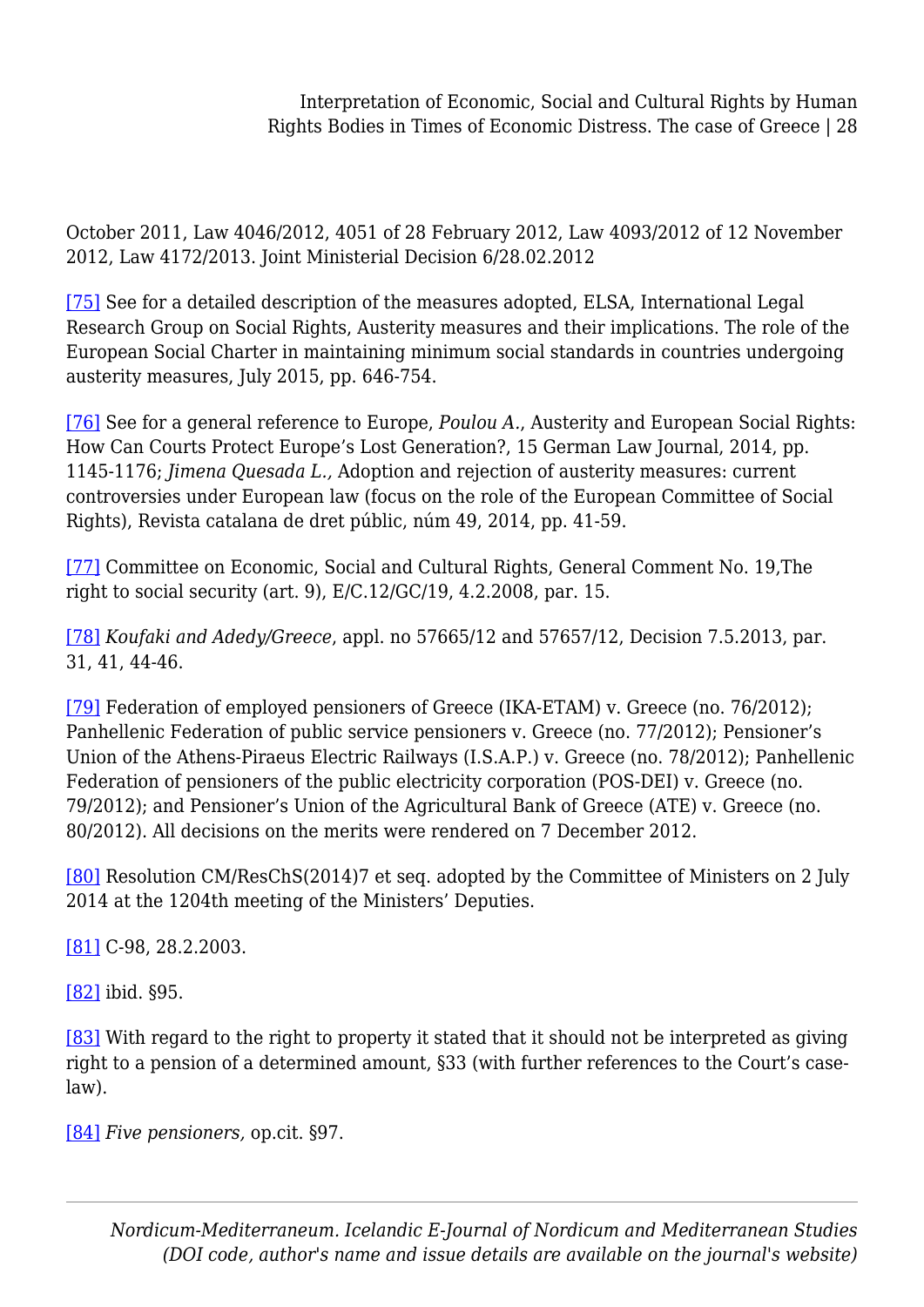October 2011, Law 4046/2012, 4051 of 28 February 2012, Law 4093/2012 of 12 November 2012, Law 4172/2013. Joint Ministerial Decision 6/28.02.2012

[75] See for a detailed description of the measures adopted, ELSA, International Legal Research Group on Social Rights, Austerity measures and their implications. The role of the European Social Charter in maintaining minimum social standards in countries undergoing austerity measures, July 2015, pp. 646-754.

[76] See for a general reference to Europe, *Poulou A.*, Austerity and European Social Rights: How Can Courts Protect Europe's Lost Generation?, 15 German Law Journal, 2014, pp. 1145-1176; *Jimena Quesada L.,* Adoption and rejection of austerity measures: current controversies under European law (focus on the role of the European Committee of Social Rights), Revista catalana de dret públic, núm 49, 2014, pp. 41-59.

[77] Committee on Economic, Social and Cultural Rights, General Comment No. 19,The right to social security (art. 9), E/C.12/GC/19, 4.2.2008, par. 15.

[78] *Koufaki and Adedy/Greece*, appl. no 57665/12 and 57657/12, Decision 7.5.2013, par. 31, 41, 44-46.

[79] Federation of employed pensioners of Greece (IKA-ETAM) v. Greece (no. 76/2012); Panhellenic Federation of public service pensioners v. Greece (no. 77/2012); Pensioner's Union of the Athens-Piraeus Electric Railways (I.S.A.P.) v. Greece (no. 78/2012); Panhellenic Federation of pensioners of the public electricity corporation (POS-DEI) v. Greece (no. 79/2012); and Pensioner's Union of the Agricultural Bank of Greece (ATE) v. Greece (no. 80/2012). All decisions on the merits were rendered on 7 December 2012.

[80] Resolution CM/ResChS(2014)7 et seq. adopted by the Committee of Ministers on 2 July 2014 at the 1204th meeting of the Ministers' Deputies.

[81] C-98, 28.2.2003.

[82] ibid. §95.

[83] With regard to the right to property it stated that it should not be interpreted as giving right to a pension of a determined amount, §33 (with further references to the Court's case-law).

[84] *Five pensioners,* op.cit. §97.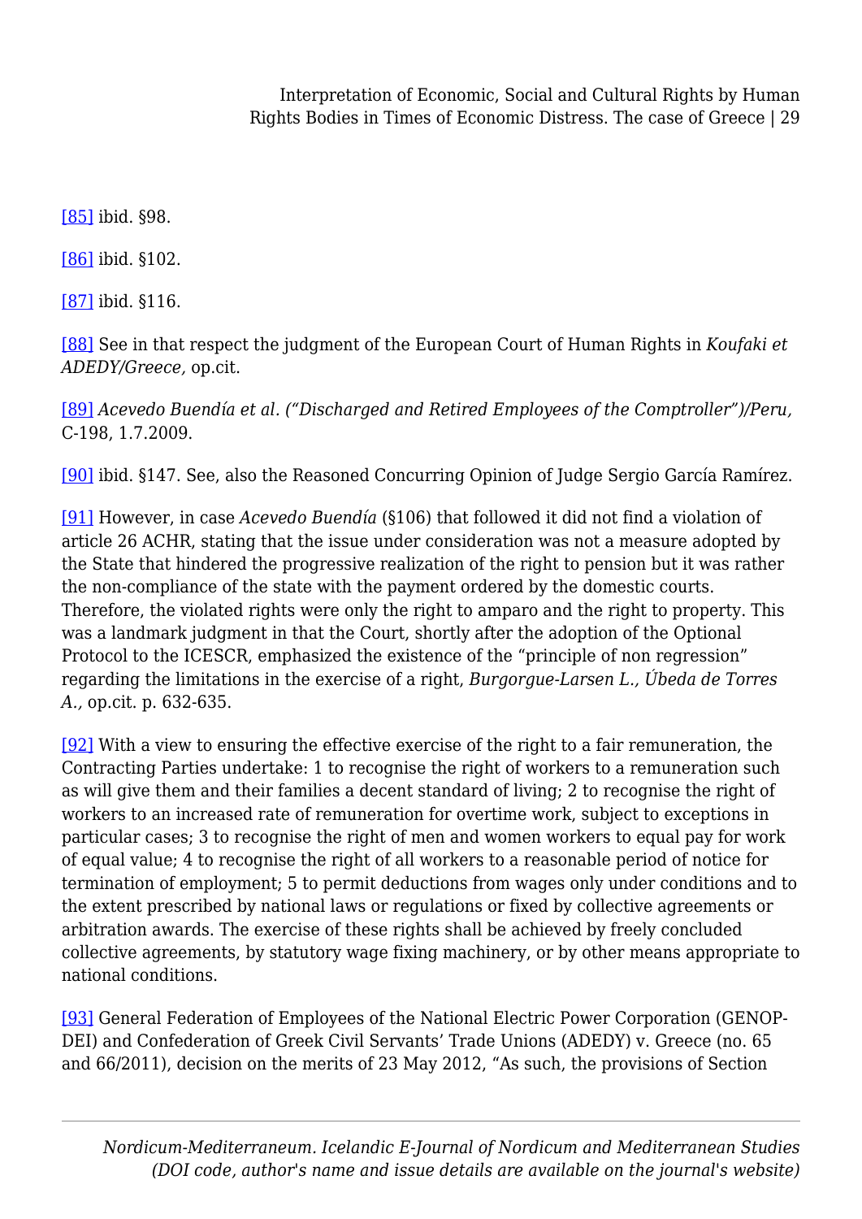[85] ibid. §98.

[86] ibid. §102.

[87] ibid. §116.

[88] See in that respect the judgment of the European Court of Human Rights in *Koufaki et ADEDY/Greece,* op.cit.

[89] *Acevedo Buendía et al. ("Discharged and Retired Employees of the Comptroller")/Peru,* C-198, 1.7.2009.

[90] ibid. §147. See, also the Reasoned Concurring Opinion of Judge Sergio García Ramírez.

[91] However, in case *Acevedo Buendía* (§106) that followed it did not find a violation of article 26 ACHR, stating that the issue under consideration was not a measure adopted by the State that hindered the progressive realization of the right to pension but it was rather the non-compliance of the state with the payment ordered by the domestic courts. Therefore, the violated rights were only the right to amparo and the right to property. This was a landmark judgment in that the Court, shortly after the adoption of the Optional Protocol to the ICESCR, emphasized the existence of the "principle of non regression" regarding the limitations in the exercise of a right, *Burgorgue-Larsen L., Úbeda de Torres A.,* op.cit. p. 632-635.

[92] With a view to ensuring the effective exercise of the right to a fair remuneration, the Contracting Parties undertake: 1 to recognise the right of workers to a remuneration such as will give them and their families a decent standard of living; 2 to recognise the right of workers to an increased rate of remuneration for overtime work, subject to exceptions in particular cases; 3 to recognise the right of men and women workers to equal pay for work of equal value; 4 to recognise the right of all workers to a reasonable period of notice for termination of employment; 5 to permit deductions from wages only under conditions and to the extent prescribed by national laws or regulations or fixed by collective agreements or arbitration awards. The exercise of these rights shall be achieved by freely concluded collective agreements, by statutory wage fixing machinery, or by other means appropriate to national conditions.

[93] General Federation of Employees of the National Electric Power Corporation (GENOP-DEI) and Confederation of Greek Civil Servants' Trade Unions (ADEDY) v. Greece (no. 65 and 66/2011), decision on the merits of 23 May 2012, "As such, the provisions of Section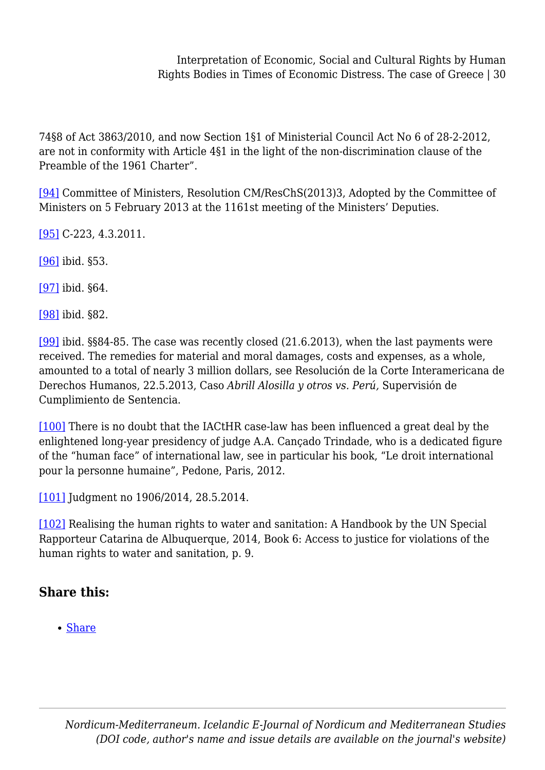74§8 of Act 3863/2010, and now Section 1§1 of Ministerial Council Act No 6 of 28-2-2012, are not in conformity with Article 4§1 in the light of the non-discrimination clause of the Preamble of the 1961 Charter".

[94] Committee of Ministers, Resolution CM/ResChS(2013)3, Adopted by the Committee of Ministers on 5 February 2013 at the 1161st meeting of the Ministers' Deputies.

[95] C-223, 4.3.2011.

[96] ibid. §53.

[97] ibid. §64.

[98] ibid. §82.

[99] ibid. §§84-85. The case was recently closed (21.6.2013), when the last payments were received. The remedies for material and moral damages, costs and expenses, as a whole, amounted to a total of nearly 3 million dollars, see Resolución de la Corte Interamericana de Derechos Humanos, 22.5.2013, Caso *Abrill Alosilla y otros vs. Perú,* Supervisión de Cumplimiento de Sentencia.

[100] There is no doubt that the IACtHR case-law has been influenced a great deal by the enlightened long-year presidency of judge A.A. Cançado Trindade, who is a dedicated figure of the "human face" of international law, see in particular his book, "Le droit international pour la personne humaine", Pedone, Paris, 2012.

[101] Judgment no 1906/2014, 28.5.2014.

[102] Realising the human rights to water and sanitation: A Handbook by the UN Special Rapporteur Catarina de Albuquerque, 2014, Book 6: Access to justice for violations of the human rights to water and sanitation, p. 9.

### Share this:

- Share